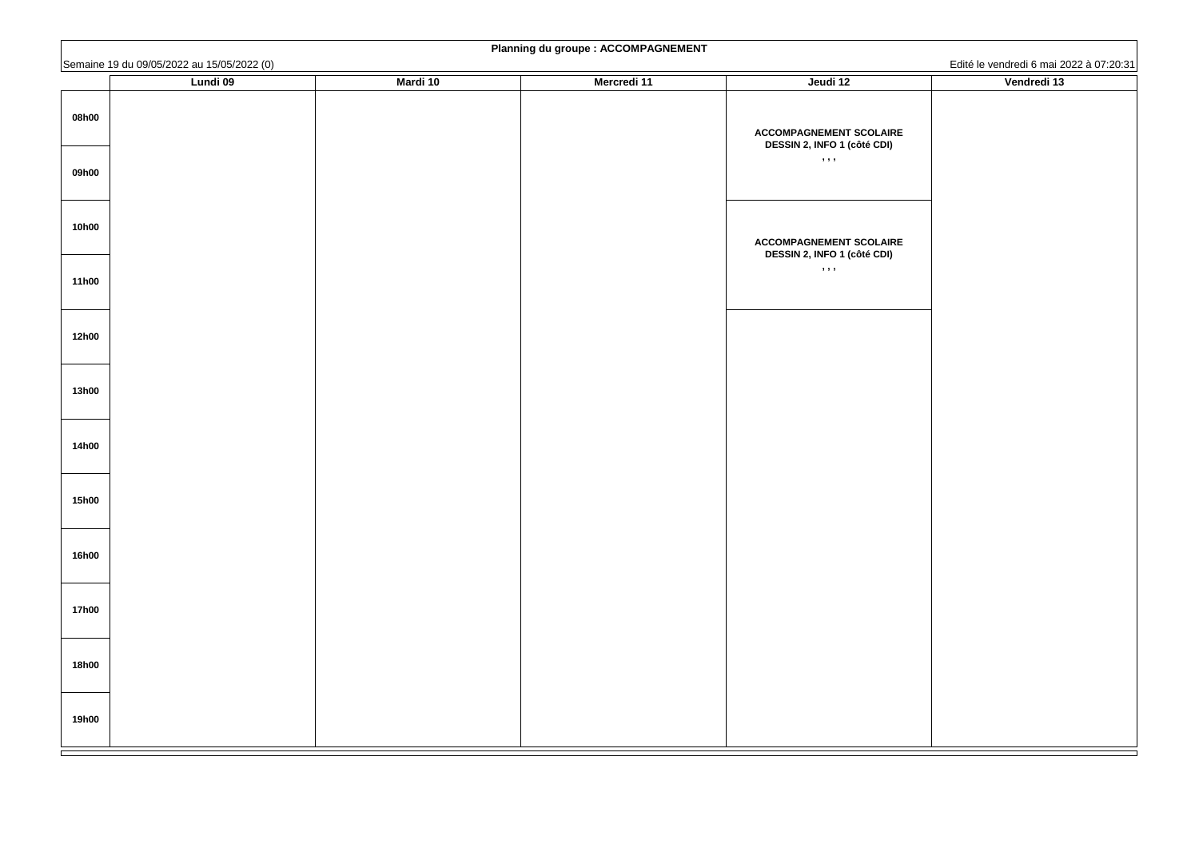**Planning du groupe : ACCOMPAGNEMENT**

Semaine 19 du 09/05/2022 au 15/05/2022 (0)

Edité le vendredi 6 mai 2022 à 07:20:31

| | Lundi 09 | Mardi 10 | Mercredi 11 | Jeudi 12 | Vendredi 13 |
|---|---|---|---|---|---|
| 08h00 | | | | ACCOMPAGNEMENT SCOLAIRE DESSIN 2, INFO 1 (côté CDI) , , , | |
| 09h00 | | | | | |
| 10h00 | | | | ACCOMPAGNEMENT SCOLAIRE DESSIN 2, INFO 1 (côté CDI) , , , | |
| 11h00 | | | | | |
| 12h00 | | | | | |
| 13h00 | | | | | |
| 14h00 | | | | | |
| 15h00 | | | | | |
| 16h00 | | | | | |
| 17h00 | | | | | |
| 18h00 | | | | | |
| 19h00 | | | | | |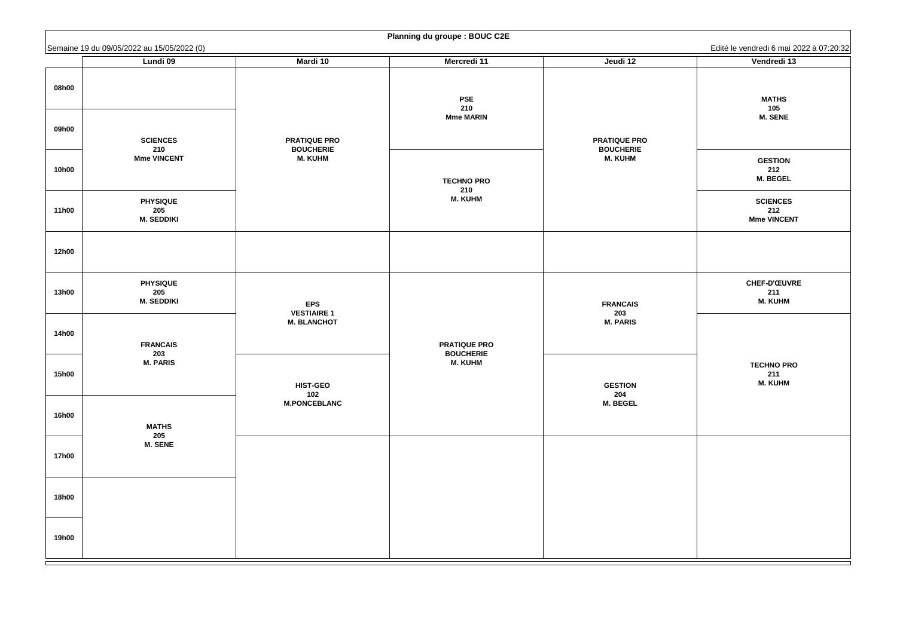**Planning du groupe : BOUC C2E**

Semaine 19 du 09/05/2022 au 15/05/2022 (0)

Edité le vendredi 6 mai 2022 à 07:20:32

| | Lundi 09 | Mardi 10 | Mercredi 11 | Jeudi 12 | Vendredi 13 |
|---|---|---|---|---|---|
| 08h00 | | PRATIQUE PRO BOUCHERIE M. KUHM | PSE 210 Mme MARIN | PRATIQUE PRO BOUCHERIE M. KUHM | MATHS 105 M. SENE |
| 09h00 | SCIENCES 210 Mme VINCENT | | | | |
| 10h00 | | | TECHNO PRO 210 M. KUHM | | GESTION 212 M. BEGEL |
| 11h00 | PHYSIQUE 205 M. SEDDIKI | | | | SCIENCES 212 Mme VINCENT |
| 12h00 | | | | | |
| 13h00 | PHYSIQUE 205 M. SEDDIKI | EPS VESTIAIRE 1 M. BLANCHOT | PRATIQUE PRO BOUCHERIE M. KUHM | FRANCAIS 203 M. PARIS | CHEF-D'ŒUVRE 211 M. KUHM |
| 14h00 | FRANCAIS 203 M. PARIS | | | | TECHNO PRO 211 M. KUHM |
| 15h00 | | HIST-GEO 102 M.PONCEBLANC | | GESTION 204 M. BEGEL | |
| 16h00 | MATHS 205 M. SENE | | | | |
| 17h00 | | | | | |
| 18h00 | | | | | |
| 19h00 | | | | | |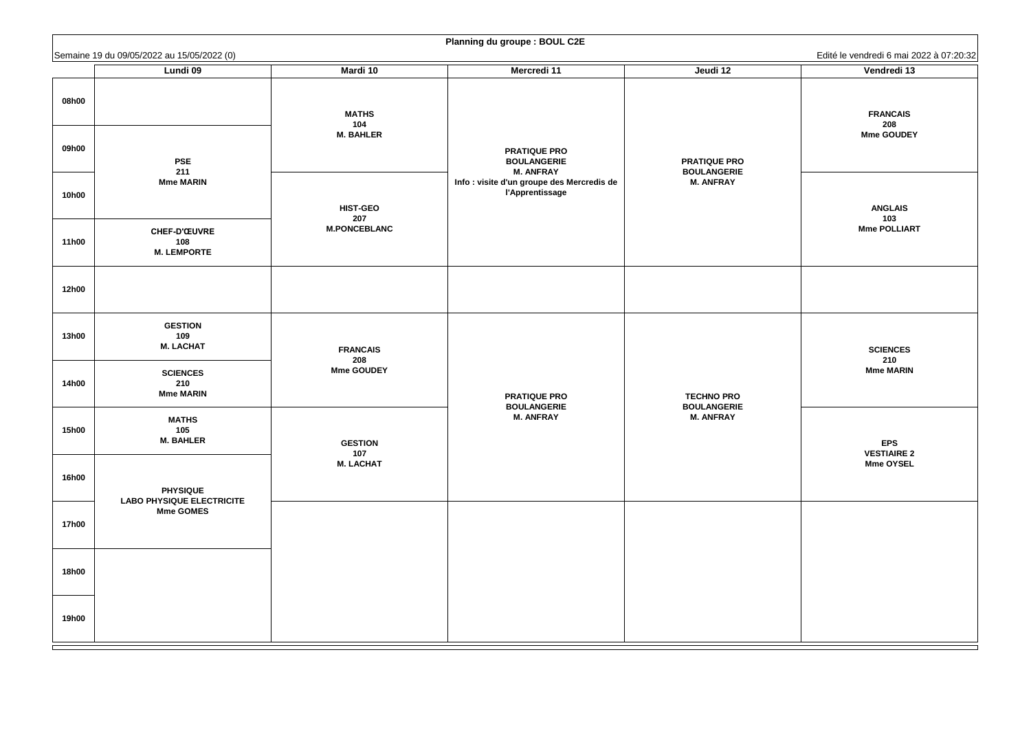**Planning du groupe : BOUL C2E**

Semaine 19 du 09/05/2022 au 15/05/2022 (0)

Edité le vendredi 6 mai 2022 à 07:20:32

| | Lundi 09 | Mardi 10 | Mercredi 11 | Jeudi 12 | Vendredi 13 |
|---|---|---|---|---|---|
| 08h00 | | **MATHS** 104 M. BAHLER | **PRATIQUE PRO BOULANGERIE** M. ANFRAY Info : visite d'un groupe des Mercredis de l'Apprentissage | **PRATIQUE PRO BOULANGERIE** M. ANFRAY | **FRANCAIS** 208 Mme GOUDEY |
| 09h00 | **PSE** 211 Mme MARIN | | | | |
| 10h00 | | **HIST-GEO** 207 M.PONCEBLANC | | | **ANGLAIS** 103 Mme POLLIART |
| 11h00 | **CHEF-D'ŒUVRE** 108 M. LEMPORTE | | | | |
| 12h00 | | | | | |
| 13h00 | **GESTION** 109 M. LACHAT | **FRANCAIS** 208 Mme GOUDEY | **PRATIQUE PRO BOULANGERIE** M. ANFRAY | **TECHNO PRO BOULANGERIE** M. ANFRAY | **SCIENCES** 210 Mme MARIN |
| 14h00 | **SCIENCES** 210 Mme MARIN | | | | |
| 15h00 | **MATHS** 105 M. BAHLER | **GESTION** 107 M. LACHAT | | | **EPS** VESTIAIRE 2 Mme OYSEL |
| 16h00 | **PHYSIQUE** LABO PHYSIQUE ELECTRICITE Mme GOMES | | | | |
| 17h00 | | | | | |
| 18h00 | | | | | |
| 19h00 | | | | | |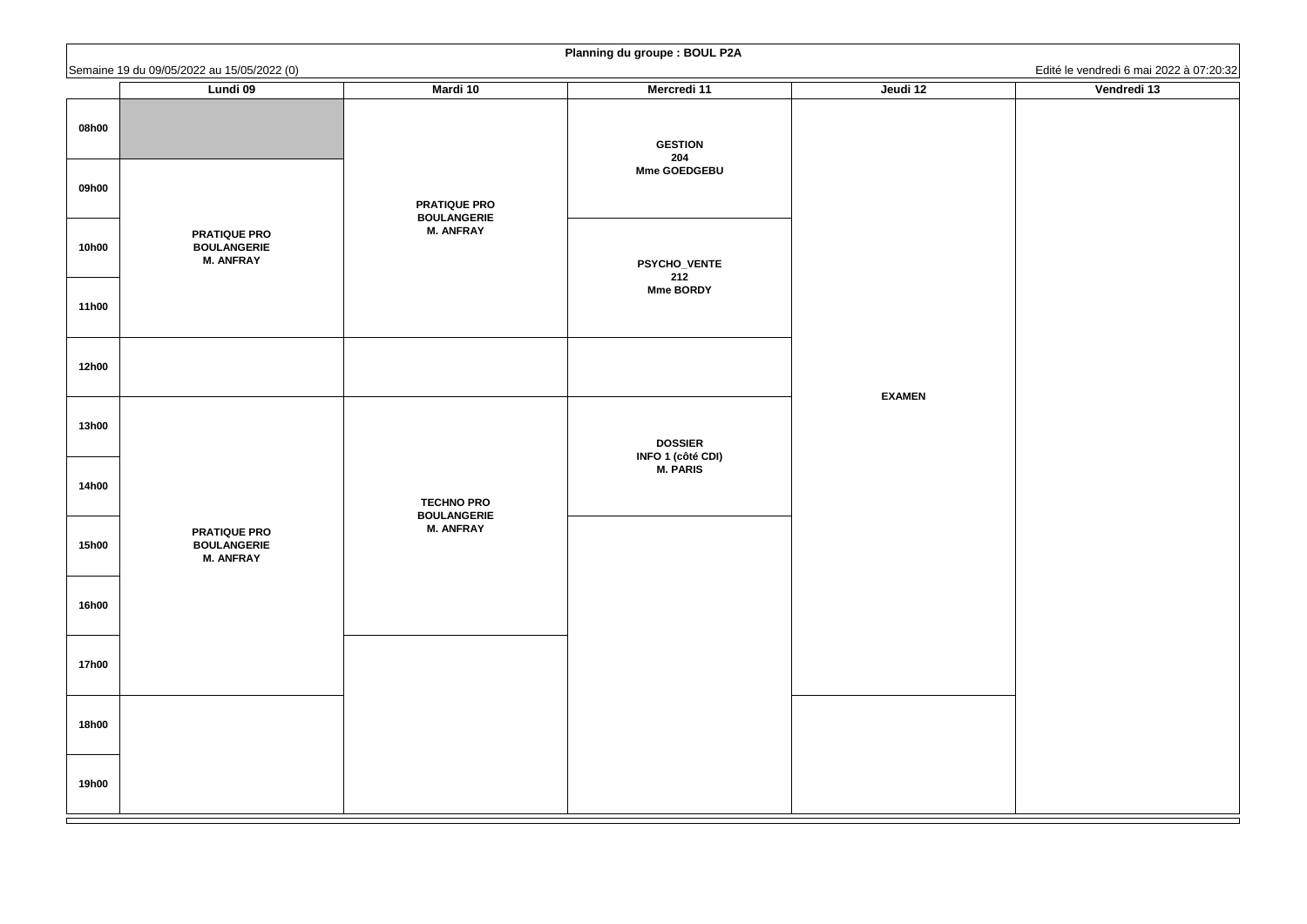# Planning du groupe : BOUL P2A

Semaine 19 du 09/05/2022 au 15/05/2022 (0)

Edité le vendredi 6 mai 2022 à 07:20:32

| | Lundi 09 | Mardi 10 | Mercredi 11 | Jeudi 12 | Vendredi 13 |
|---|---|---|---|---|---|
| 08h00 | | PRATIQUE PRO BOULANGERIE M. ANFRAY | GESTION 204 Mme GOEDGEBU | EXAMEN | |
| 09h00 | PRATIQUE PRO BOULANGERIE M. ANFRAY | | | | |
| 10h00 | | | PSYCHO_VENTE 212 Mme BORDY | | |
| 11h00 | | | | | |
| 12h00 | | | | | |
| 13h00 | PRATIQUE PRO BOULANGERIE M. ANFRAY | TECHNO PRO BOULANGERIE M. ANFRAY | DOSSIER INFO 1 (côté CDI) M. PARIS | | |
| 14h00 | | | | | |
| 15h00 | | | | | |
| 16h00 | | | | | |
| 17h00 | | | | | |
| 18h00 | | | | | |
| 19h00 | | | | | |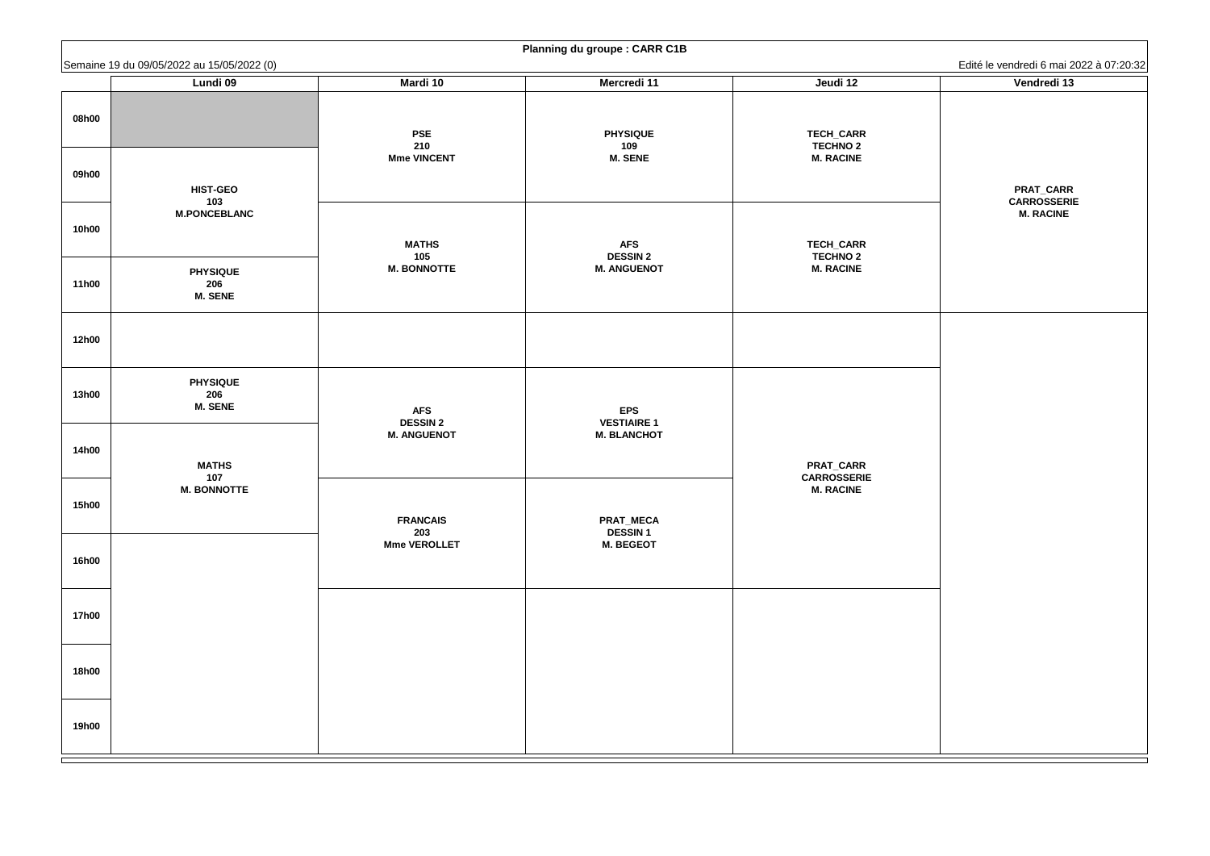# Planning du groupe : CARR C1B

Semaine 19 du 09/05/2022 au 15/05/2022 (0)

Edité le vendredi 6 mai 2022 à 07:20:32

| | Lundi 09 | Mardi 10 | Mercredi 11 | Jeudi 12 | Vendredi 13 |
|---|---|---|---|---|---|
| 08h00 | | PSE 210 Mme VINCENT | PHYSIQUE 109 M. SENE | TECH_CARR TECHNO 2 M. RACINE | PRAT_CARR CARROSSERIE M. RACINE |
| 09h00 | HIST-GEO 103 M.PONCEBLANC | | | | |
| 10h00 | | MATHS 105 M. BONNOTTE | AFS DESSIN 2 M. ANGUENOT | TECH_CARR TECHNO 2 M. RACINE | |
| 11h00 | PHYSIQUE 206 M. SENE | | | | |
| 12h00 | | | | | |
| 13h00 | PHYSIQUE 206 M. SENE | AFS DESSIN 2 M. ANGUENOT | EPS VESTIAIRE 1 M. BLANCHOT | PRAT_CARR CARROSSERIE M. RACINE | |
| 14h00 | MATHS 107 M. BONNOTTE | | | | |
| 15h00 | | FRANCAIS 203 Mme VEROLLET | PRAT_MECA DESSIN 1 M. BEGEOT | | |
| 16h00 | | | | | |
| 17h00 | | | | | |
| 18h00 | | | | | |
| 19h00 | | | | | |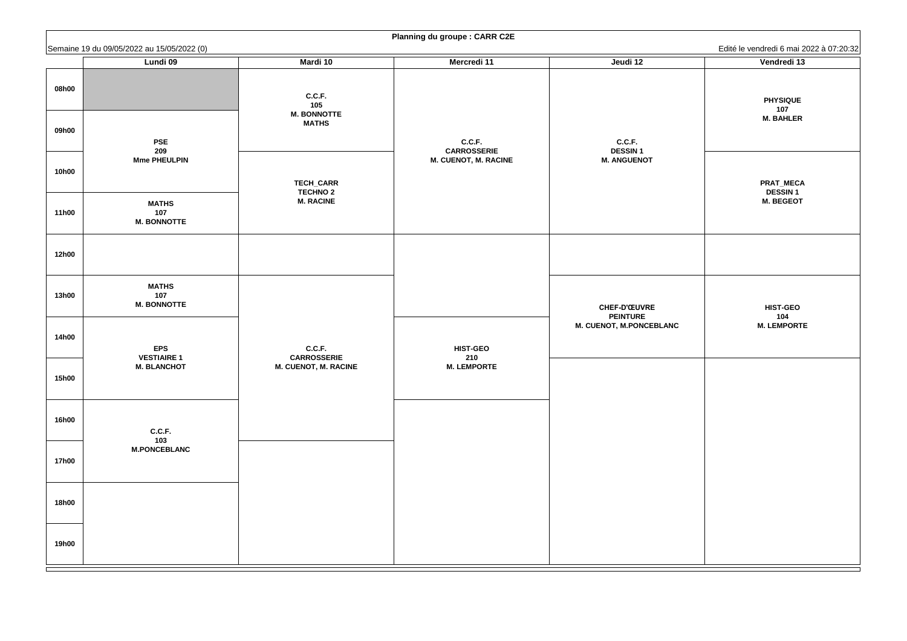**Planning du groupe : CARR C2E**

Semaine 19 du 09/05/2022 au 15/05/2022 (0)

Edité le vendredi 6 mai 2022 à 07:20:32

| | Lundi 09 | Mardi 10 | Mercredi 11 | Jeudi 12 | Vendredi 13 |
|---|---|---|---|---|---|
| 08h00 | | C.C.F. 105 M. BONNOTTE MATHS | C.C.F. CARROSSERIE M. CUENOT, M. RACINE | C.C.F. DESSIN 1 M. ANGUENOT | PHYSIQUE 107 M. BAHLER |
| 09h00 | PSE 209 Mme PHEULPIN | | | | |
| 10h00 | | TECH_CARR TECHNO 2 M. RACINE | | | PRAT_MECA DESSIN 1 M. BEGEOT |
| 11h00 | MATHS 107 M. BONNOTTE | | | | |
| 12h00 | | | | | |
| 13h00 | MATHS 107 M. BONNOTTE | C.C.F. CARROSSERIE M. CUENOT, M. RACINE | | CHEF-D'ŒUVRE PEINTURE M. CUENOT, M.PONCEBLANC | HIST-GEO 104 M. LEMPORTE |
| 14h00 | EPS VESTIAIRE 1 M. BLANCHOT | | HIST-GEO 210 M. LEMPORTE | | |
| 15h00 | | | | | |
| 16h00 | C.C.F. 103 M.PONCEBLANC | | | | |
| 17h00 | | | | | |
| 18h00 | | | | | |
| 19h00 | | | | | |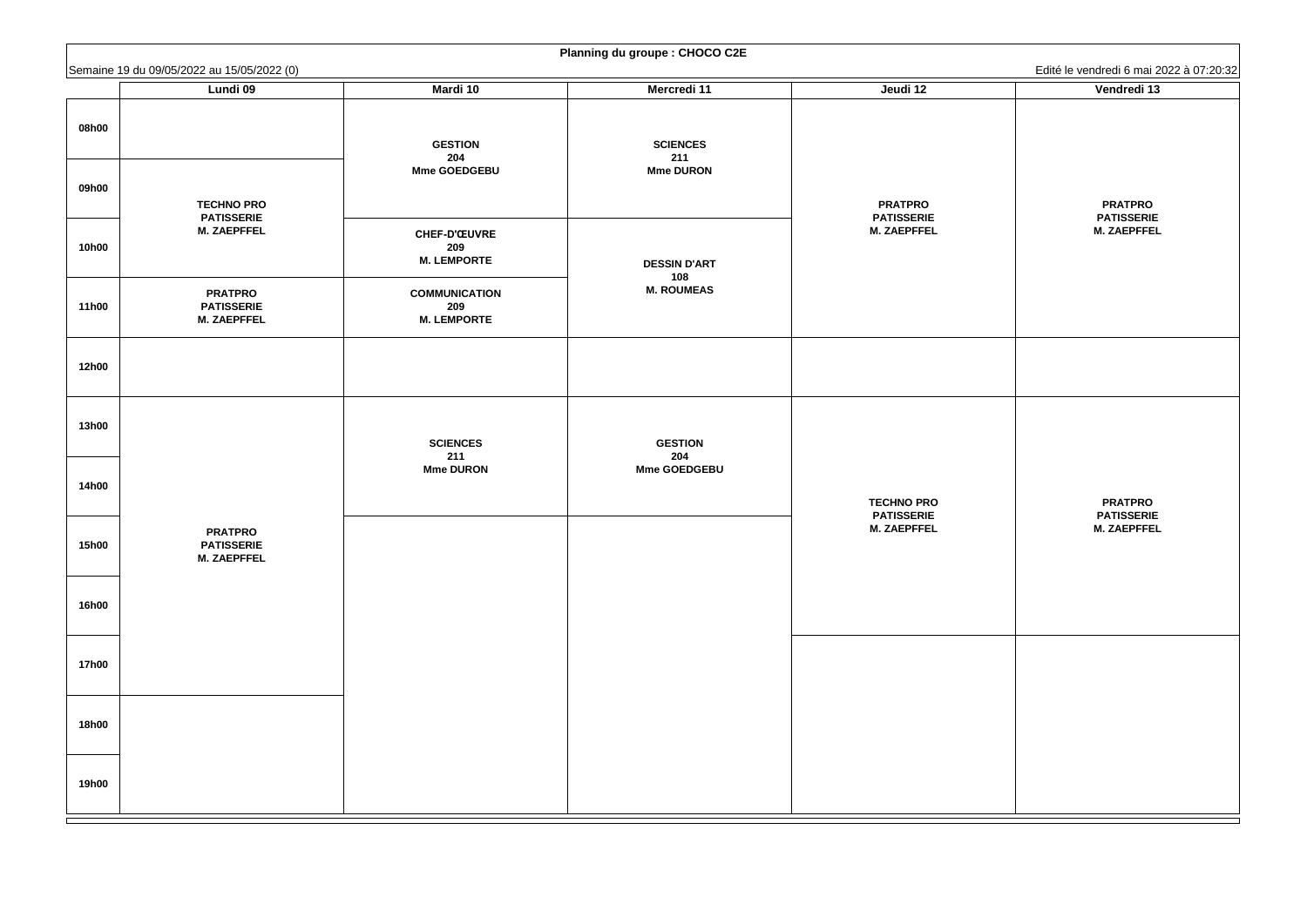**Planning du groupe : CHOCO C2E**

Semaine 19 du 09/05/2022 au 15/05/2022 (0)

Edité le vendredi 6 mai 2022 à 07:20:32

| | Lundi 09 | Mardi 10 | Mercredi 11 | Jeudi 12 | Vendredi 13 |
|---|---|---|---|---|---|
| 08h00 | | GESTION 204 Mme GOEDGEBU | SCIENCES 211 Mme DURON | PRATPRO PATISSERIE M. ZAEPFFEL | PRATPRO PATISSERIE M. ZAEPFFEL |
| 09h00 | TECHNO PRO PATISSERIE M. ZAEPFFEL | GESTION 204 Mme GOEDGEBU | SCIENCES 211 Mme DURON | PRATPRO PATISSERIE M. ZAEPFFEL | PRATPRO PATISSERIE M. ZAEPFFEL |
| 10h00 | TECHNO PRO PATISSERIE M. ZAEPFFEL | CHEF-D'ŒUVRE 209 M. LEMPORTE | DESSIN D'ART 108 M. ROUMEAS | PRATPRO PATISSERIE M. ZAEPFFEL | PRATPRO PATISSERIE M. ZAEPFFEL |
| 11h00 | PRATPRO PATISSERIE M. ZAEPFFEL | COMMUNICATION 209 M. LEMPORTE | DESSIN D'ART 108 M. ROUMEAS | PRATPRO PATISSERIE M. ZAEPFFEL | PRATPRO PATISSERIE M. ZAEPFFEL |
| 12h00 | | | | | |
| 13h00 | PRATPRO PATISSERIE M. ZAEPFFEL | SCIENCES 211 Mme DURON | GESTION 204 Mme GOEDGEBU | TECHNO PRO PATISSERIE M. ZAEPFFEL | PRATPRO PATISSERIE M. ZAEPFFEL |
| 14h00 | PRATPRO PATISSERIE M. ZAEPFFEL | SCIENCES 211 Mme DURON | GESTION 204 Mme GOEDGEBU | TECHNO PRO PATISSERIE M. ZAEPFFEL | PRATPRO PATISSERIE M. ZAEPFFEL |
| 15h00 | PRATPRO PATISSERIE M. ZAEPFFEL | | | TECHNO PRO PATISSERIE M. ZAEPFFEL | PRATPRO PATISSERIE M. ZAEPFFEL |
| 16h00 | PRATPRO PATISSERIE M. ZAEPFFEL | | | TECHNO PRO PATISSERIE M. ZAEPFFEL | PRATPRO PATISSERIE M. ZAEPFFEL |
| 17h00 | PRATPRO PATISSERIE M. ZAEPFFEL | | | | |
| 18h00 | | | | | |
| 19h00 | | | | | |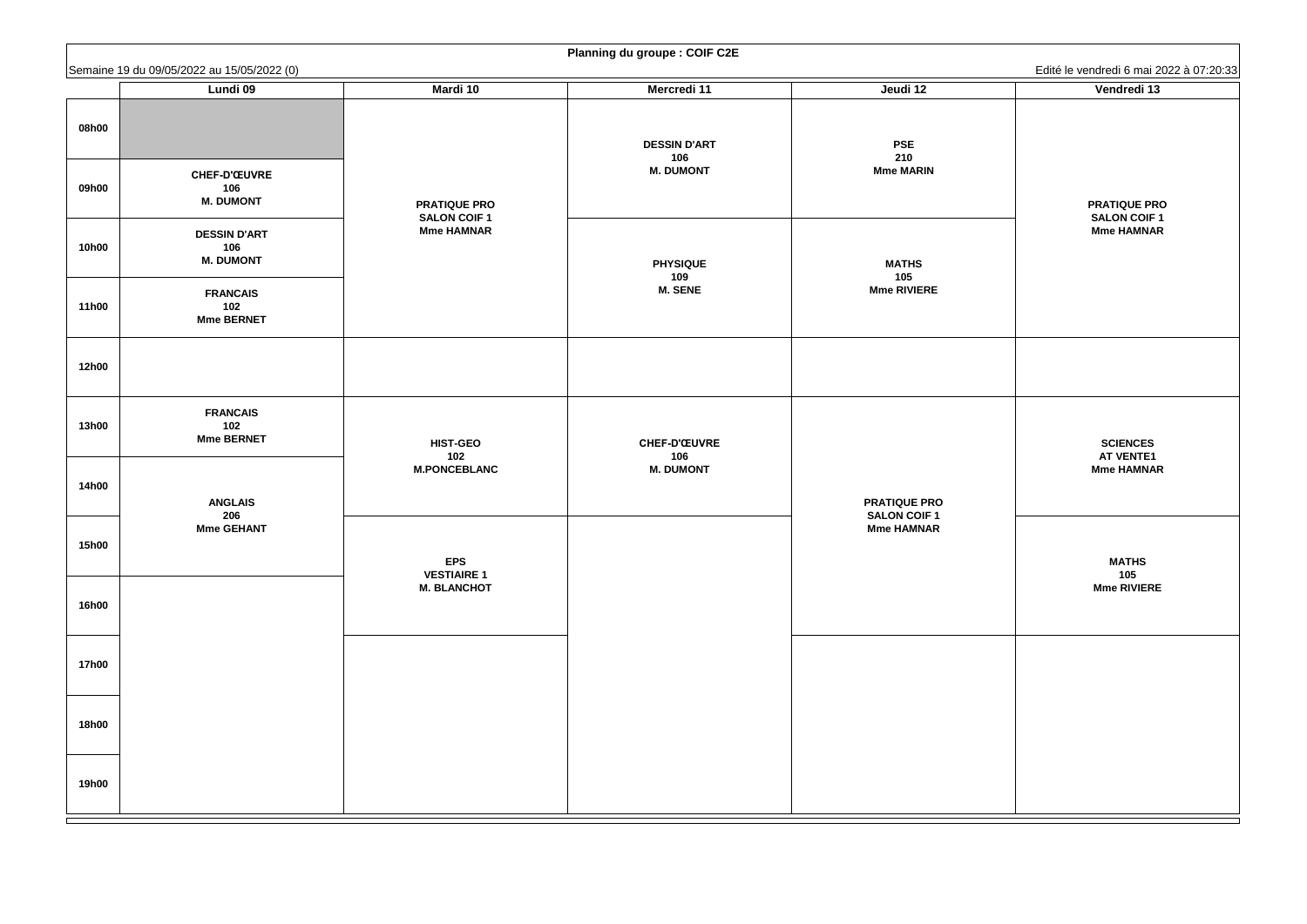**Planning du groupe : COIF C2E**

Semaine 19 du 09/05/2022 au 15/05/2022 (0)

Edité le vendredi 6 mai 2022 à 07:20:33

| | Lundi 09 | Mardi 10 | Mercredi 11 | Jeudi 12 | Vendredi 13 |
|---|---|---|---|---|---|
| 08h00 | | PRATIQUE PRO SALON COIF 1 Mme HAMNAR | DESSIN D'ART 106 M. DUMONT | PSE 210 Mme MARIN | PRATIQUE PRO SALON COIF 1 Mme HAMNAR |
| 09h00 | CHEF-D'ŒUVRE 106 M. DUMONT | | | | |
| 10h00 | DESSIN D'ART 106 M. DUMONT | | PHYSIQUE 109 M. SENE | MATHS 105 Mme RIVIERE | |
| 11h00 | FRANCAIS 102 Mme BERNET | | | | |
| 12h00 | | | | | |
| 13h00 | FRANCAIS 102 Mme BERNET | HIST-GEO 102 M.PONCEBLANC | CHEF-D'ŒUVRE 106 M. DUMONT | PRATIQUE PRO SALON COIF 1 Mme HAMNAR | SCIENCES AT VENTE1 Mme HAMNAR |
| 14h00 | ANGLAIS 206 Mme GEHANT | | | | |
| 15h00 | | EPS VESTIAIRE 1 M. BLANCHOT | | | MATHS 105 Mme RIVIERE |
| 16h00 | | | | | |
| 17h00 | | | | | |
| 18h00 | | | | | |
| 19h00 | | | | | |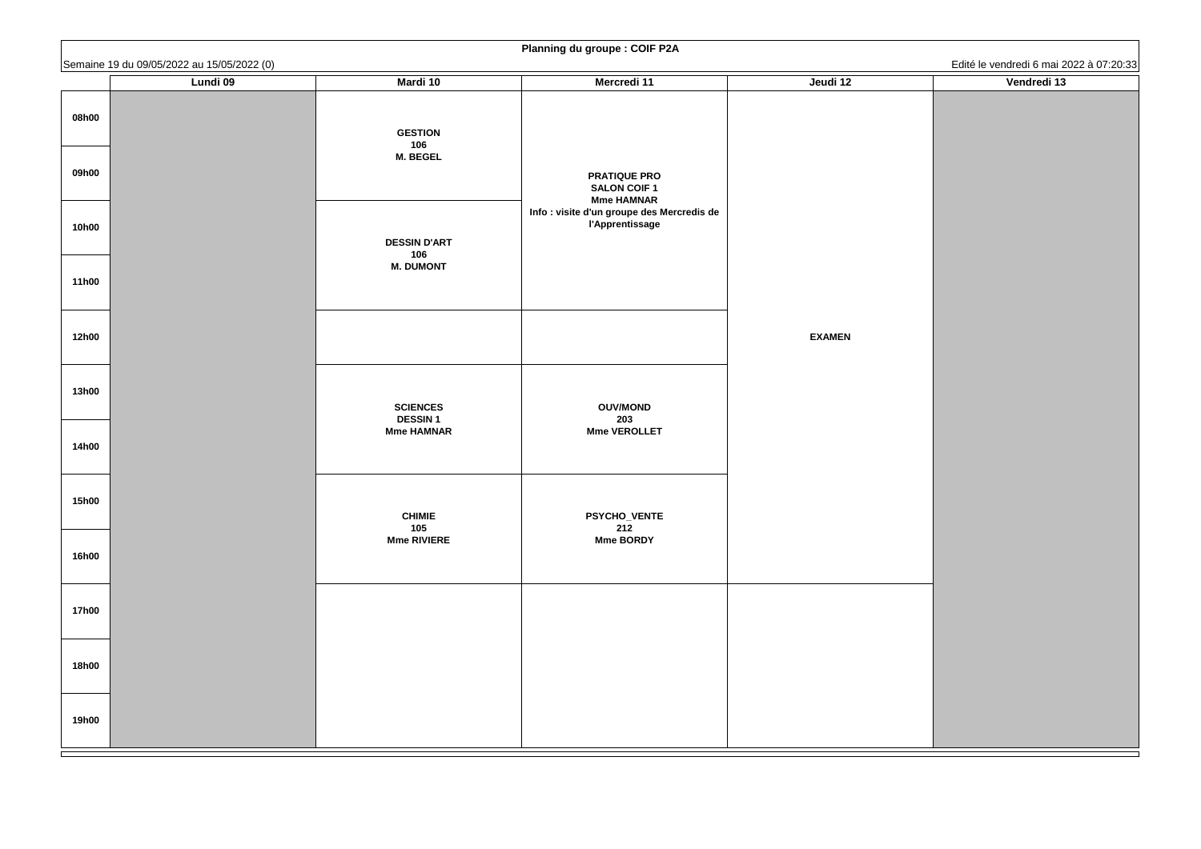**Planning du groupe : COIF P2A**

Semaine 19 du 09/05/2022 au 15/05/2022 (0)

Edité le vendredi 6 mai 2022 à 07:20:33

| | Lundi 09 | Mardi 10 | Mercredi 11 | Jeudi 12 | Vendredi 13 |
|---|---|---|---|---|---|
| 08h00 | | **GESTION** 106 M. BEGEL | **PRATIQUE PRO** SALON COIF 1 Mme HAMNAR Info : visite d'un groupe des Mercredis de l'Apprentissage | **EXAMEN** | |
| 09h00 | | | | | |
| 10h00 | | **DESSIN D'ART** 106 M. DUMONT | | | |
| 11h00 | | | | | |
| 12h00 | | | | | |
| 13h00 | | **SCIENCES** DESSIN 1 Mme HAMNAR | **OUV/MOND** 203 Mme VEROLLET | | |
| 14h00 | | | | | |
| 15h00 | | **CHIMIE** 105 Mme RIVIERE | **PSYCHO_VENTE** 212 Mme BORDY | | |
| 16h00 | | | | | |
| 17h00 | | | | | |
| 18h00 | | | | | |
| 19h00 | | | | | |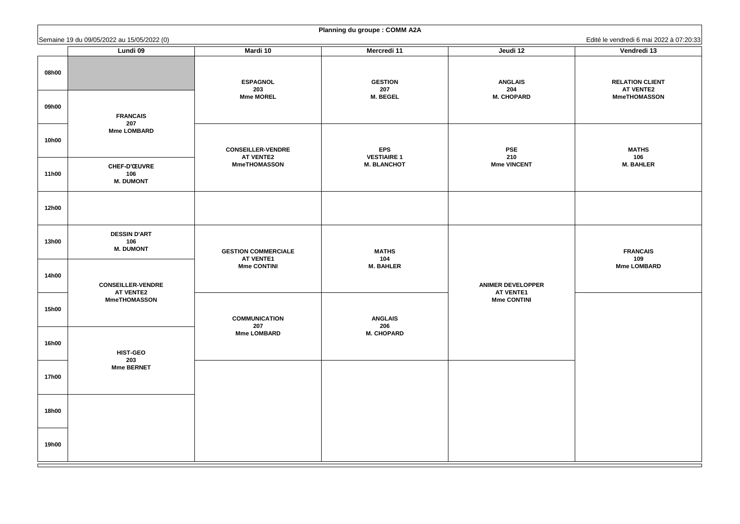**Planning du groupe : COMM A2A**

Semaine 19 du 09/05/2022 au 15/05/2022 (0)

Edité le vendredi 6 mai 2022 à 07:20:33

| | Lundi 09 | Mardi 10 | Mercredi 11 | Jeudi 12 | Vendredi 13 |
|---|---|---|---|---|---|
| 08h00 | | ESPAGNOL 203 Mme MOREL | GESTION 207 M. BEGEL | ANGLAIS 204 M. CHOPARD | RELATION CLIENT AT VENTE2 MmeTHOMASSON |
| 09h00 | FRANCAIS 207 Mme LOMBARD | | | | |
| 10h00 | | CONSEILLER-VENDRE AT VENTE2 MmeTHOMASSON | EPS VESTIAIRE 1 M. BLANCHOT | PSE 210 Mme VINCENT | MATHS 106 M. BAHLER |
| 11h00 | CHEF-D'ŒUVRE 106 M. DUMONT | | | | |
| 12h00 | | | | | |
| 13h00 | DESSIN D'ART 106 M. DUMONT | GESTION COMMERCIALE AT VENTE1 Mme CONTINI | MATHS 104 M. BAHLER | ANIMER DEVELOPPER AT VENTE1 Mme CONTINI | FRANCAIS 109 Mme LOMBARD |
| 14h00 | CONSEILLER-VENDRE AT VENTE2 MmeTHOMASSON | | | | |
| 15h00 | | COMMUNICATION 207 Mme LOMBARD | ANGLAIS 206 M. CHOPARD | | |
| 16h00 | HIST-GEO 203 Mme BERNET | | | | |
| 17h00 | | | | | |
| 18h00 | | | | | |
| 19h00 | | | | | |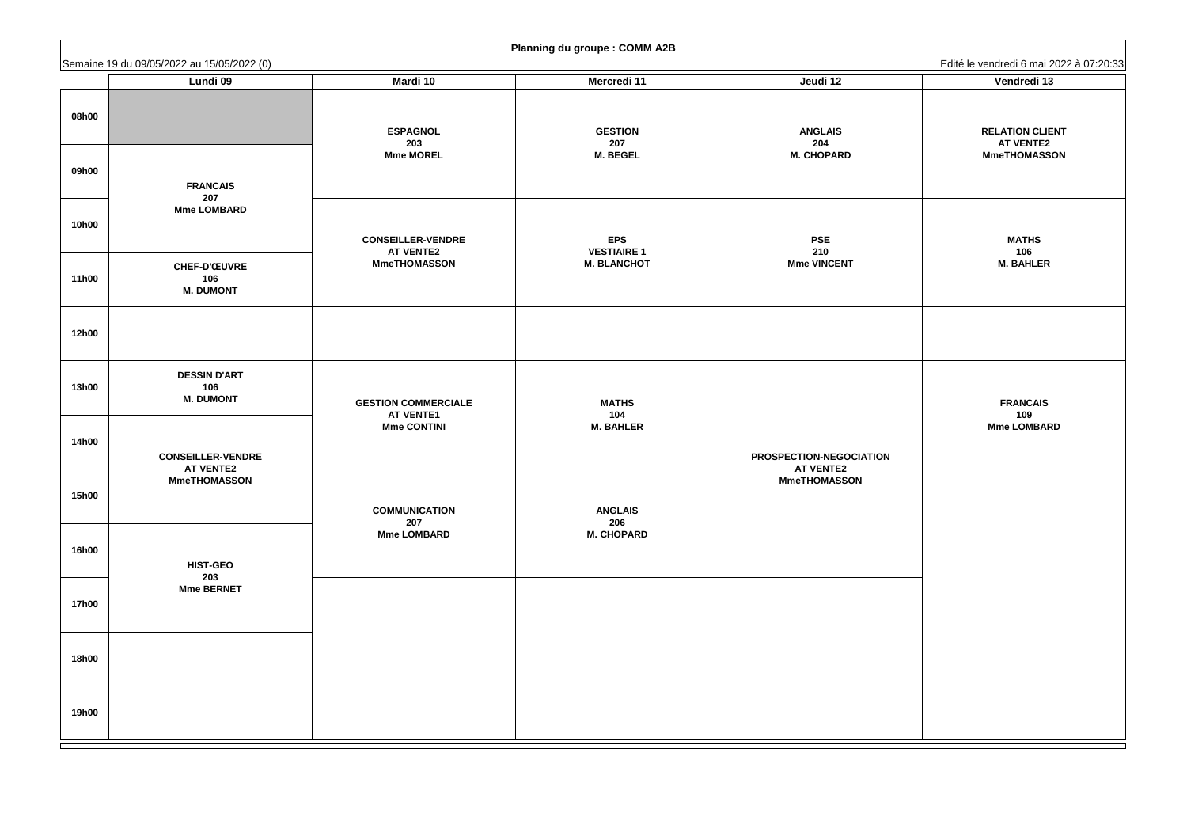**Planning du groupe : COMM A2B**

Semaine 19 du 09/05/2022 au 15/05/2022 (0)

Edité le vendredi 6 mai 2022 à 07:20:33

| | Lundi 09 | Mardi 10 | Mercredi 11 | Jeudi 12 | Vendredi 13 |
|---|---|---|---|---|---|
| 08h00 | | ESPAGNOL 203 Mme MOREL | GESTION 207 M. BEGEL | ANGLAIS 204 M. CHOPARD | RELATION CLIENT AT VENTE2 MmeTHOMASSON |
| 09h00 | FRANCAIS 207 Mme LOMBARD | | | | |
| 10h00 | | CONSEILLER-VENDRE AT VENTE2 MmeTHOMASSON | EPS VESTIAIRE 1 M. BLANCHOT | PSE 210 Mme VINCENT | MATHS 106 M. BAHLER |
| 11h00 | CHEF-D'ŒUVRE 106 M. DUMONT | | | | |
| 12h00 | | | | | |
| 13h00 | DESSIN D'ART 106 M. DUMONT | GESTION COMMERCIALE AT VENTE1 Mme CONTINI | MATHS 104 M. BAHLER | PROSPECTION-NEGOCIATION AT VENTE2 MmeTHOMASSON | FRANCAIS 109 Mme LOMBARD |
| 14h00 | CONSEILLER-VENDRE AT VENTE2 MmeTHOMASSON | | | | |
| 15h00 | | COMMUNICATION 207 Mme LOMBARD | ANGLAIS 206 M. CHOPARD | | |
| 16h00 | HIST-GEO 203 Mme BERNET | | | | |
| 17h00 | | | | | |
| 18h00 | | | | | |
| 19h00 | | | | | |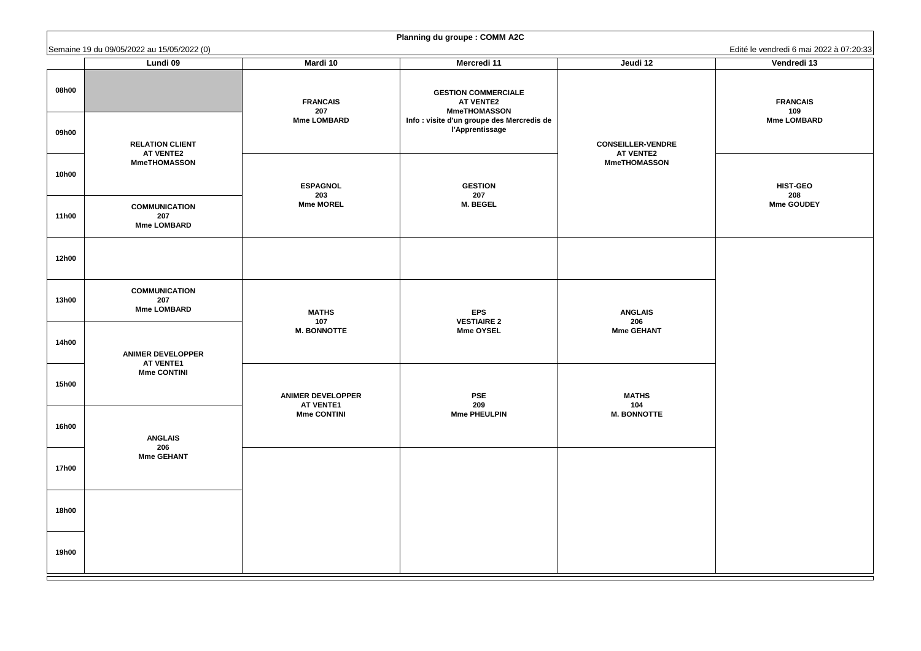**Planning du groupe : COMM A2C**

Semaine 19 du 09/05/2022 au 15/05/2022 (0)

Edité le vendredi 6 mai 2022 à 07:20:33

| | Lundi 09 | Mardi 10 | Mercredi 11 | Jeudi 12 | Vendredi 13 |
|---|---|---|---|---|---|
| 08h00 | | FRANCAIS 207 Mme LOMBARD | GESTION COMMERCIALE AT VENTE2 MmeTHOMASSON Info : visite d'un groupe des Mercredis de l'Apprentissage | CONSEILLER-VENDRE AT VENTE2 MmeTHOMASSON | FRANCAIS 109 Mme LOMBARD |
| 09h00 | RELATION CLIENT AT VENTE2 MmeTHOMASSON | | | | |
| 10h00 | | ESPAGNOL 203 Mme MOREL | GESTION 207 M. BEGEL | | HIST-GEO 208 Mme GOUDEY |
| 11h00 | COMMUNICATION 207 Mme LOMBARD | | | | |
| 12h00 | | | | | |
| 13h00 | COMMUNICATION 207 Mme LOMBARD | MATHS 107 M. BONNOTTE | EPS VESTIAIRE 2 Mme OYSEL | ANGLAIS 206 Mme GEHANT | |
| 14h00 | ANIMER DEVELOPPER AT VENTE1 Mme CONTINI | | | | |
| 15h00 | | ANIMER DEVELOPPER AT VENTE1 Mme CONTINI | PSE 209 Mme PHEULPIN | MATHS 104 M. BONNOTTE | |
| 16h00 | ANGLAIS 206 Mme GEHANT | | | | |
| 17h00 | | | | | |
| 18h00 | | | | | |
| 19h00 | | | | | |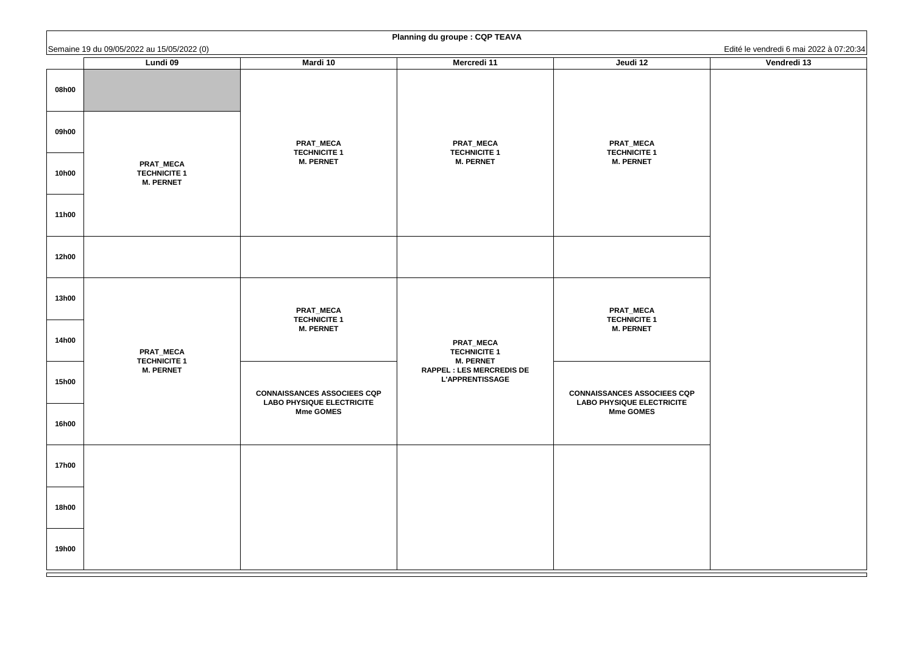**Planning du groupe : CQP TEAVA**

Semaine 19 du 09/05/2022 au 15/05/2022 (0)

Edité le vendredi 6 mai 2022 à 07:20:34

| | Lundi 09 | Mardi 10 | Mercredi 11 | Jeudi 12 | Vendredi 13 |
|---|---|---|---|---|---|
| 08h00 | | PRAT_MECA TECHNICITE 1 M. PERNET | PRAT_MECA TECHNICITE 1 M. PERNET | PRAT_MECA TECHNICITE 1 M. PERNET | |
| 09h00 | PRAT_MECA TECHNICITE 1 M. PERNET | | | | |
| 10h00 | | | | | |
| 11h00 | | | | | |
| 12h00 | | | | | |
| 13h00 | PRAT_MECA TECHNICITE 1 M. PERNET | PRAT_MECA TECHNICITE 1 M. PERNET | PRAT_MECA TECHNICITE 1 M. PERNET RAPPEL : LES MERCREDIS DE L'APPRENTISSAGE | PRAT_MECA TECHNICITE 1 M. PERNET | |
| 14h00 | | | | | |
| 15h00 | | CONNAISSANCES ASSOCIEES CQP LABO PHYSIQUE ELECTRICITE Mme GOMES | | CONNAISSANCES ASSOCIEES CQP LABO PHYSIQUE ELECTRICITE Mme GOMES | |
| 16h00 | | | | | |
| 17h00 | | | | | |
| 18h00 | | | | | |
| 19h00 | | | | | |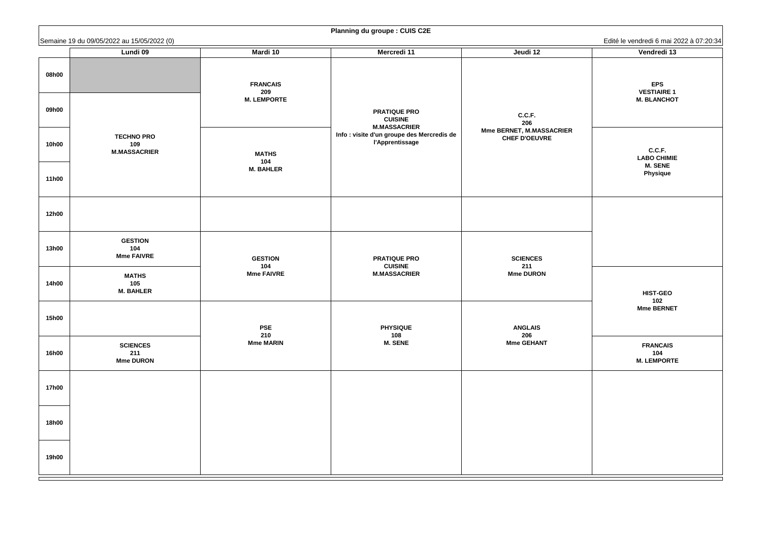**Planning du groupe : CUIS C2E**

Semaine 19 du 09/05/2022 au 15/05/2022 (0)

Edité le vendredi 6 mai 2022 à 07:20:34

| | Lundi 09 | Mardi 10 | Mercredi 11 | Jeudi 12 | Vendredi 13 |
|---|---|---|---|---|---|
| 08h00 | | FRANCAIS 209 M. LEMPORTE | PRATIQUE PRO CUISINE M.MASSACRIER Info : visite d'un groupe des Mercredis de l'Apprentissage | C.C.F. 206 Mme BERNET, M.MASSACRIER CHEF D'OEUVRE | EPS VESTIAIRE 1 M. BLANCHOT |
| 09h00 | TECHNO PRO 109 M.MASSACRIER | | | | |
| 10h00 | | MATHS 104 M. BAHLER | | | C.C.F. LABO CHIMIE M. SENE Physique |
| 11h00 | | | | | |
| 12h00 | | | | | |
| 13h00 | GESTION 104 Mme FAIVRE | GESTION 104 Mme FAIVRE | PRATIQUE PRO CUISINE M.MASSACRIER | SCIENCES 211 Mme DURON | |
| 14h00 | MATHS 105 M. BAHLER | | | | HIST-GEO 102 Mme BERNET |
| 15h00 | | PSE 210 Mme MARIN | PHYSIQUE 108 M. SENE | ANGLAIS 206 Mme GEHANT | |
| 16h00 | SCIENCES 211 Mme DURON | | | | FRANCAIS 104 M. LEMPORTE |
| 17h00 | | | | | |
| 18h00 | | | | | |
| 19h00 | | | | | |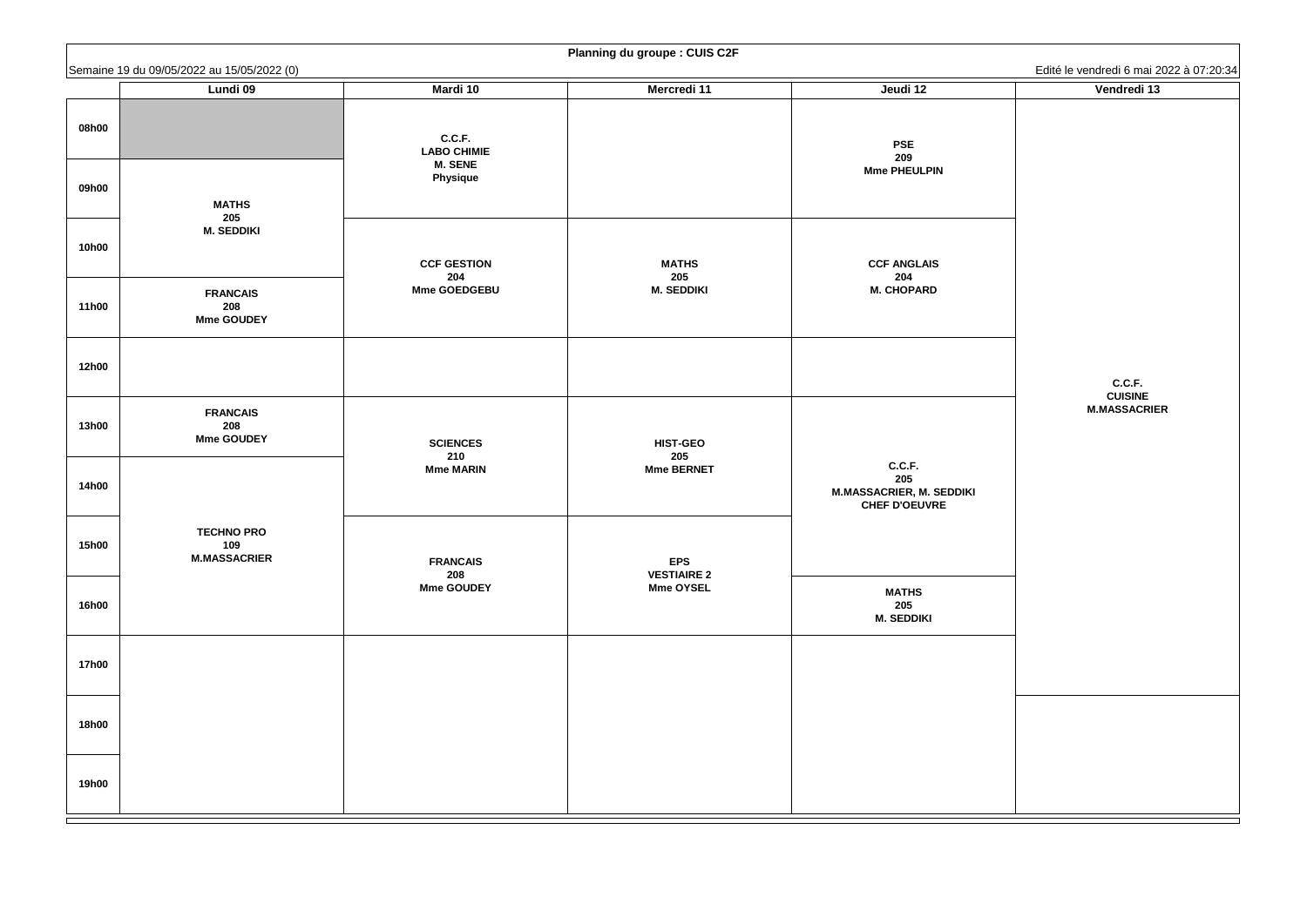**Planning du groupe : CUIS C2F**

Semaine 19 du 09/05/2022 au 15/05/2022 (0)

Edité le vendredi 6 mai 2022 à 07:20:34

| | Lundi 09 | Mardi 10 | Mercredi 11 | Jeudi 12 | Vendredi 13 |
|---|---|---|---|---|---|
| 08h00 | | C.C.F. LABO CHIMIE M. SENE Physique | | PSE 209 Mme PHEULPIN | C.C.F. CUISINE M.MASSACRIER |
| 09h00 | MATHS 205 M. SEDDIKI | | | | |
| 10h00 | | CCF GESTION 204 Mme GOEDGEBU | MATHS 205 M. SEDDIKI | CCF ANGLAIS 204 M. CHOPARD | |
| 11h00 | FRANCAIS 208 Mme GOUDEY | | | | |
| 12h00 | | | | | |
| 13h00 | FRANCAIS 208 Mme GOUDEY | SCIENCES 210 Mme MARIN | HIST-GEO 205 Mme BERNET | C.C.F. 205 M.MASSACRIER, M. SEDDIKI CHEF D'OEUVRE | |
| 14h00 | TECHNO PRO 109 M.MASSACRIER | | | | |
| 15h00 | | FRANCAIS 208 Mme GOUDEY | EPS VESTIAIRE 2 Mme OYSEL | | |
| 16h00 | | | | MATHS 205 M. SEDDIKI | |
| 17h00 | | | | | |
| 18h00 | | | | | |
| 19h00 | | | | | |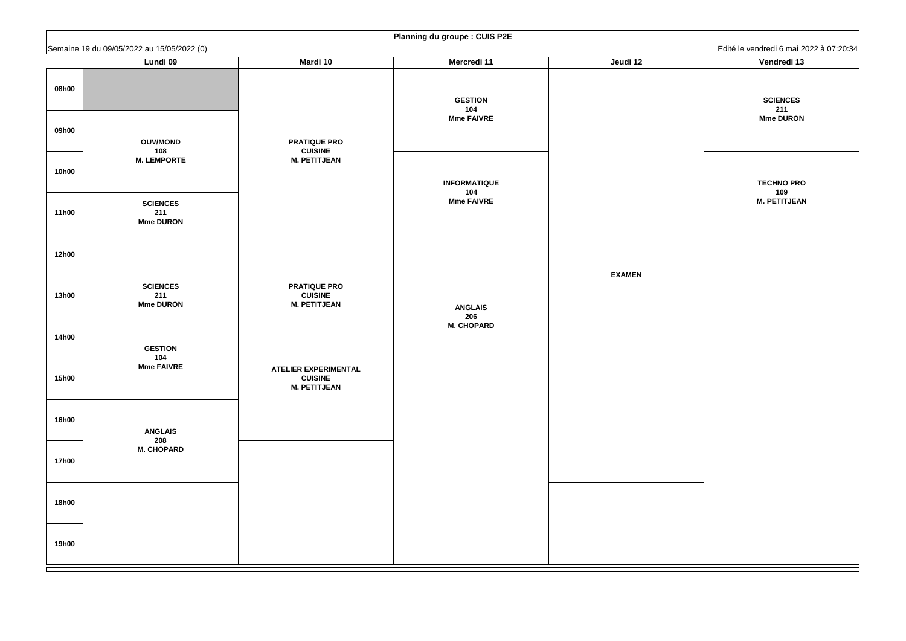**Planning du groupe : CUIS P2E**

Semaine 19 du 09/05/2022 au 15/05/2022 (0)

Edité le vendredi 6 mai 2022 à 07:20:34

| | Lundi 09 | Mardi 10 | Mercredi 11 | Jeudi 12 | Vendredi 13 |
|---|---|---|---|---|---|
| 08h00 | | PRATIQUE PRO CUISINE M. PETITJEAN | GESTION 104 Mme FAIVRE | EXAMEN | SCIENCES 211 Mme DURON |
| 09h00 | OUV/MOND 108 M. LEMPORTE | PRATIQUE PRO CUISINE M. PETITJEAN | GESTION 104 Mme FAIVRE | EXAMEN | SCIENCES 211 Mme DURON |
| 10h00 | OUV/MOND 108 M. LEMPORTE | PRATIQUE PRO CUISINE M. PETITJEAN | INFORMATIQUE 104 Mme FAIVRE | EXAMEN | TECHNO PRO 109 M. PETITJEAN |
| 11h00 | SCIENCES 211 Mme DURON | PRATIQUE PRO CUISINE M. PETITJEAN | INFORMATIQUE 104 Mme FAIVRE | EXAMEN | TECHNO PRO 109 M. PETITJEAN |
| 12h00 | | | | EXAMEN | |
| 13h00 | SCIENCES 211 Mme DURON | PRATIQUE PRO CUISINE M. PETITJEAN | ANGLAIS 206 M. CHOPARD | EXAMEN | |
| 14h00 | GESTION 104 Mme FAIVRE | ATELIER EXPERIMENTAL CUISINE M. PETITJEAN | ANGLAIS 206 M. CHOPARD | EXAMEN | |
| 15h00 | GESTION 104 Mme FAIVRE | ATELIER EXPERIMENTAL CUISINE M. PETITJEAN | | EXAMEN | |
| 16h00 | ANGLAIS 208 M. CHOPARD | ATELIER EXPERIMENTAL CUISINE M. PETITJEAN | | EXAMEN | |
| 17h00 | ANGLAIS 208 M. CHOPARD | | | EXAMEN | |
| 18h00 | | | | | |
| 19h00 | | | | | |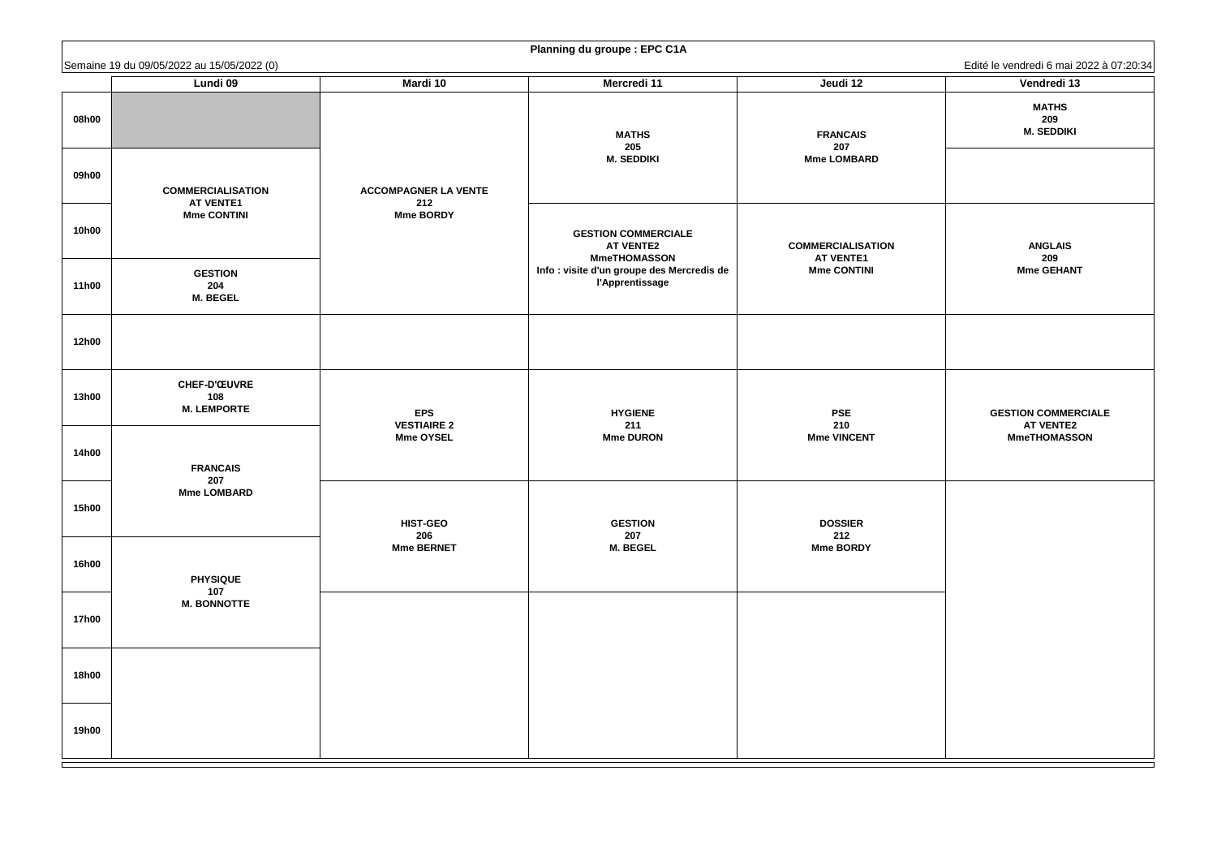**Planning du groupe : EPC C1A**

Semaine 19 du 09/05/2022 au 15/05/2022 (0)

Edité le vendredi 6 mai 2022 à 07:20:34

| | Lundi 09 | Mardi 10 | Mercredi 11 | Jeudi 12 | Vendredi 13 |
|---|---|---|---|---|---|
| 08h00 | | ACCOMPAGNER LA VENTE 212 Mme BORDY | MATHS 205 M. SEDDIKI | FRANCAIS 207 Mme LOMBARD | MATHS 209 M. SEDDIKI |
| 09h00 | COMMERCIALISATION AT VENTE1 Mme CONTINI | | | | |
| 10h00 | | | GESTION COMMERCIALE AT VENTE2 MmeTHOMASSON Info : visite d'un groupe des Mercredis de l'Apprentissage | COMMERCIALISATION AT VENTE1 Mme CONTINI | ANGLAIS 209 Mme GEHANT |
| 11h00 | GESTION 204 M. BEGEL | | | | |
| 12h00 | | | | | |
| 13h00 | CHEF-D'ŒUVRE 108 M. LEMPORTE | EPS VESTIAIRE 2 Mme OYSEL | HYGIENE 211 Mme DURON | PSE 210 Mme VINCENT | GESTION COMMERCIALE AT VENTE2 MmeTHOMASSON |
| 14h00 | FRANCAIS 207 Mme LOMBARD | | | | |
| 15h00 | | HIST-GEO 206 Mme BERNET | GESTION 207 M. BEGEL | DOSSIER 212 Mme BORDY | |
| 16h00 | PHYSIQUE 107 M. BONNOTTE | | | | |
| 17h00 | | | | | |
| 18h00 | | | | | |
| 19h00 | | | | | |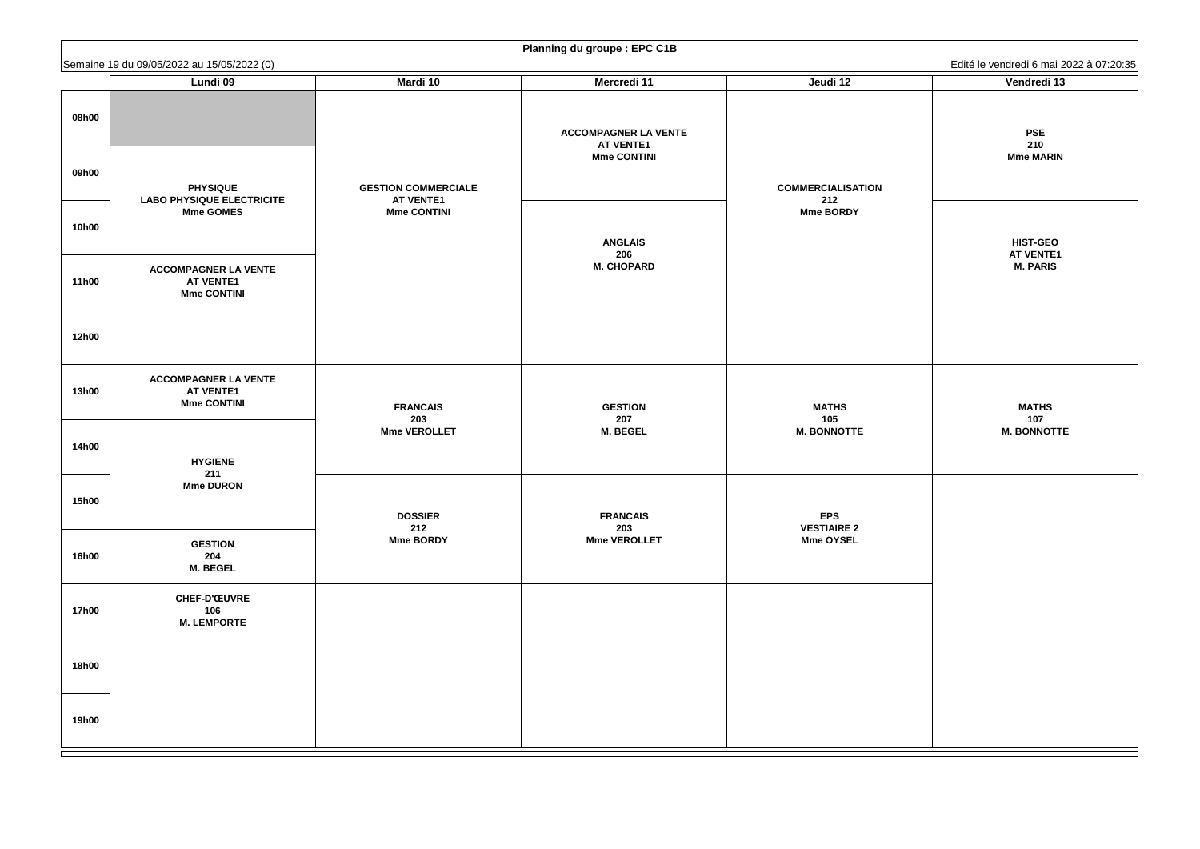**Planning du groupe : EPC C1B**

Semaine 19 du 09/05/2022 au 15/05/2022 (0)

Edité le vendredi 6 mai 2022 à 07:20:35

| | Lundi 09 | Mardi 10 | Mercredi 11 | Jeudi 12 | Vendredi 13 |
|---|---|---|---|---|---|
| 08h00 | | GESTION COMMERCIALE AT VENTE1 Mme CONTINI | ACCOMPAGNER LA VENTE AT VENTE1 Mme CONTINI | COMMERCIALISATION 212 Mme BORDY | PSE 210 Mme MARIN |
| 09h00 | PHYSIQUE LABO PHYSIQUE ELECTRICITE Mme GOMES | | | | |
| 10h00 | | | ANGLAIS 206 M. CHOPARD | | HIST-GEO AT VENTE1 M. PARIS |
| 11h00 | ACCOMPAGNER LA VENTE AT VENTE1 Mme CONTINI | | | | |
| 12h00 | | | | | |
| 13h00 | ACCOMPAGNER LA VENTE AT VENTE1 Mme CONTINI | FRANCAIS 203 Mme VEROLLET | GESTION 207 M. BEGEL | MATHS 105 M. BONNOTTE | MATHS 107 M. BONNOTTE |
| 14h00 | HYGIENE 211 Mme DURON | | | | |
| 15h00 | | DOSSIER 212 Mme BORDY | FRANCAIS 203 Mme VEROLLET | EPS VESTIAIRE 2 Mme OYSEL | |
| 16h00 | GESTION 204 M. BEGEL | | | | |
| 17h00 | CHEF-D'ŒUVRE 106 M. LEMPORTE | | | | |
| 18h00 | | | | | |
| 19h00 | | | | | |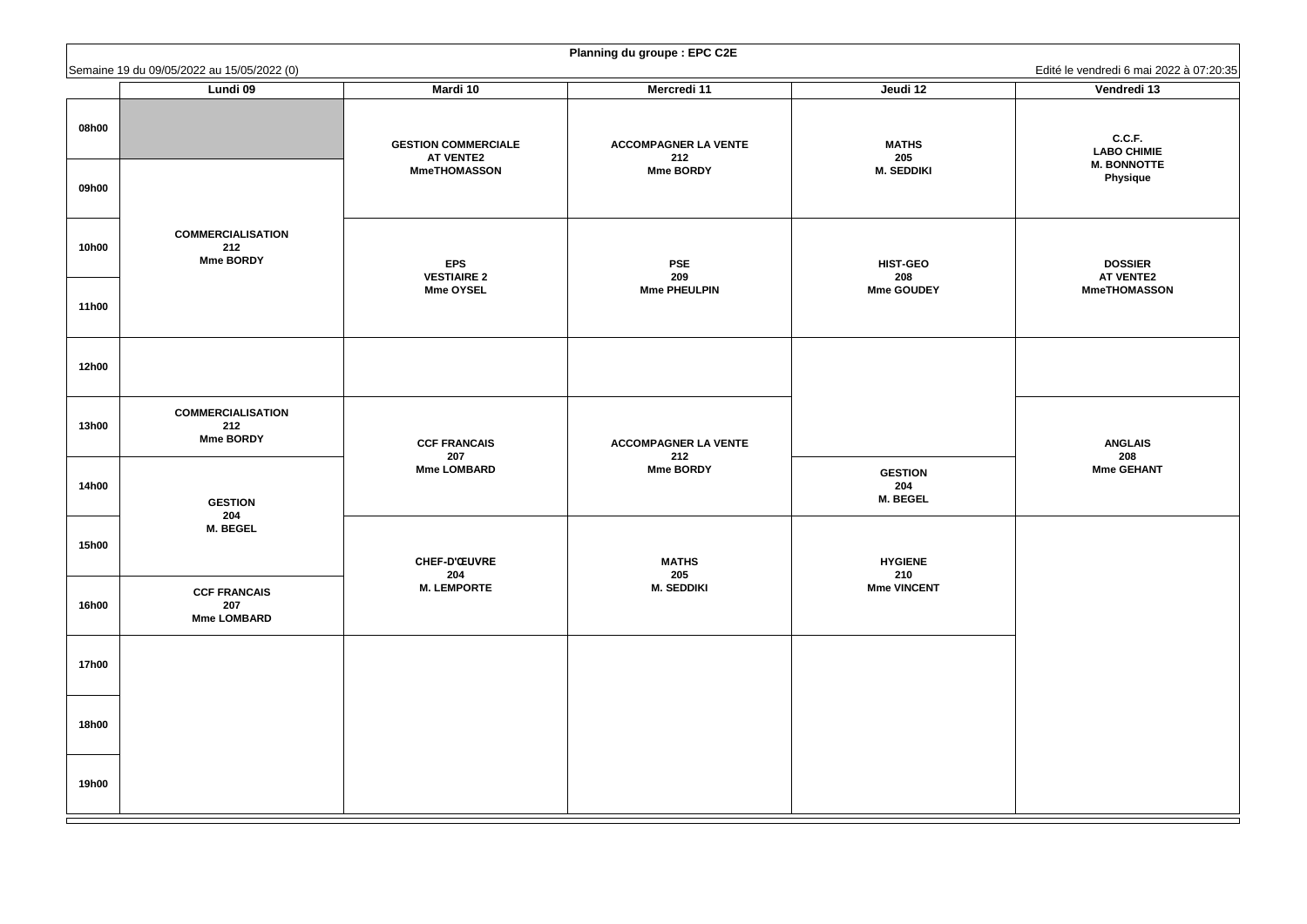**Planning du groupe : EPC C2E**

Semaine 19 du 09/05/2022 au 15/05/2022 (0)

Edité le vendredi 6 mai 2022 à 07:20:35

| | Lundi 09 | Mardi 10 | Mercredi 11 | Jeudi 12 | Vendredi 13 |
|---|---|---|---|---|---|
| 08h00 | | GESTION COMMERCIALE AT VENTE2 MmeTHOMASSON | ACCOMPAGNER LA VENTE 212 Mme BORDY | MATHS 205 M. SEDDIKI | C.C.F. LABO CHIMIE M. BONNOTTE Physique |
| 09h00 | COMMERCIALISATION 212 Mme BORDY | | | | |
| 10h00 | | EPS VESTIAIRE 2 Mme OYSEL | PSE 209 Mme PHEULPIN | HIST-GEO 208 Mme GOUDEY | DOSSIER AT VENTE2 MmeTHOMASSON |
| 11h00 | | | | | |
| 12h00 | | | | | |
| 13h00 | COMMERCIALISATION 212 Mme BORDY | CCF FRANCAIS 207 Mme LOMBARD | ACCOMPAGNER LA VENTE 212 Mme BORDY | | ANGLAIS 208 Mme GEHANT |
| 14h00 | GESTION 204 M. BEGEL | | | GESTION 204 M. BEGEL | |
| 15h00 | | CHEF-D'ŒUVRE 204 M. LEMPORTE | MATHS 205 M. SEDDIKI | HYGIENE 210 Mme VINCENT | |
| 16h00 | CCF FRANCAIS 207 Mme LOMBARD | | | | |
| 17h00 | | | | | |
| 18h00 | | | | | |
| 19h00 | | | | | |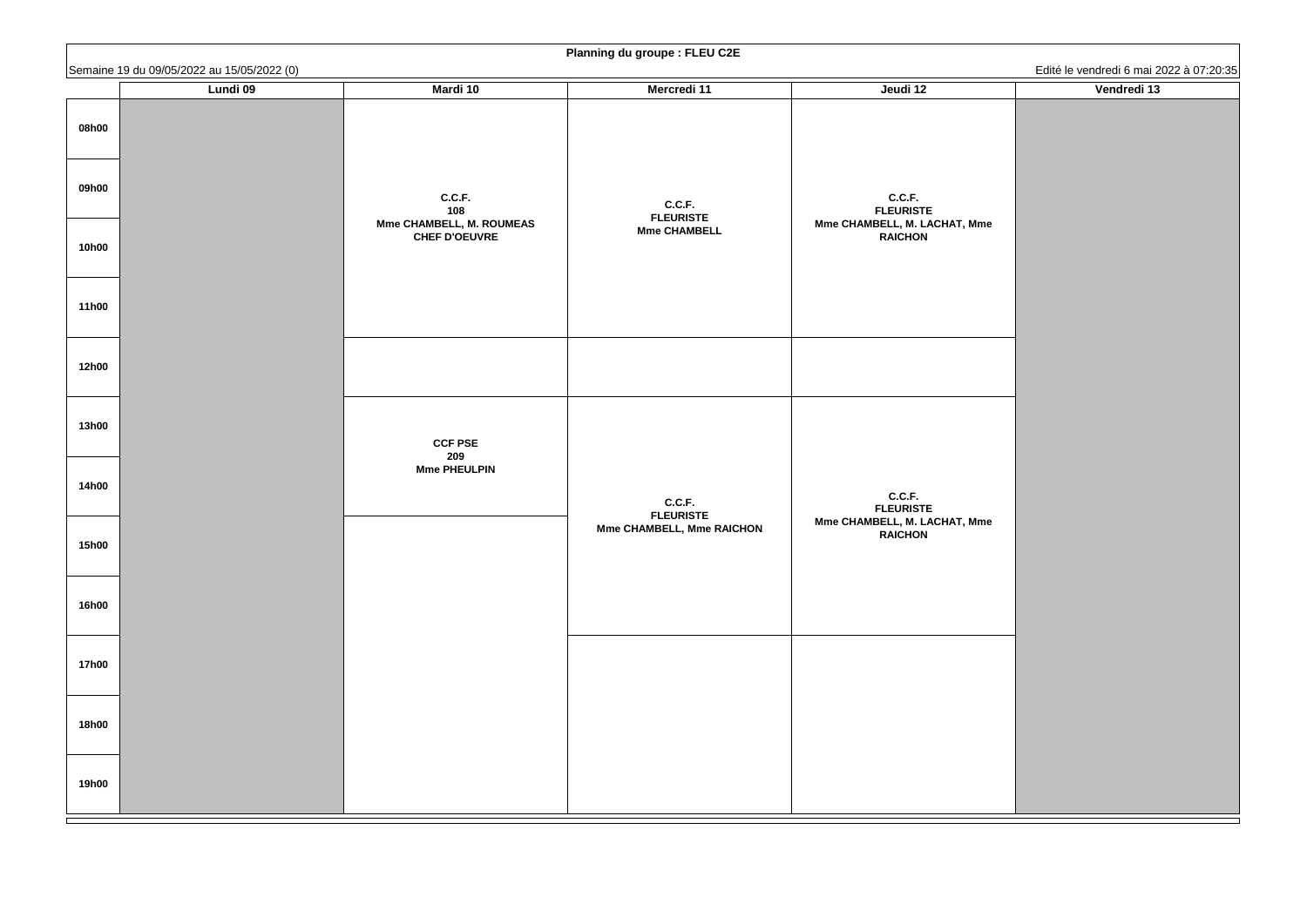**Planning du groupe : FLEU C2E**

Semaine 19 du 09/05/2022 au 15/05/2022 (0)

Edité le vendredi 6 mai 2022 à 07:20:35

| | Lundi 09 | Mardi 10 | Mercredi 11 | Jeudi 12 | Vendredi 13 |
|---|---|---|---|---|---|
| 08h00 | | C.C.F. 108 Mme CHAMBELL, M. ROUMEAS CHEF D'OEUVRE | C.C.F. FLEURISTE Mme CHAMBELL | C.C.F. FLEURISTE Mme CHAMBELL, M. LACHAT, Mme RAICHON | |
| 09h00 | | | | | |
| 10h00 | | | | | |
| 11h00 | | | | | |
| 12h00 | | | | | |
| 13h00 | | CCF PSE 209 Mme PHEULPIN | C.C.F. FLEURISTE Mme CHAMBELL, Mme RAICHON | C.C.F. FLEURISTE Mme CHAMBELL, M. LACHAT, Mme RAICHON | |
| 14h00 | | | | | |
| 15h00 | | | | | |
| 16h00 | | | | | |
| 17h00 | | | | | |
| 18h00 | | | | | |
| 19h00 | | | | | |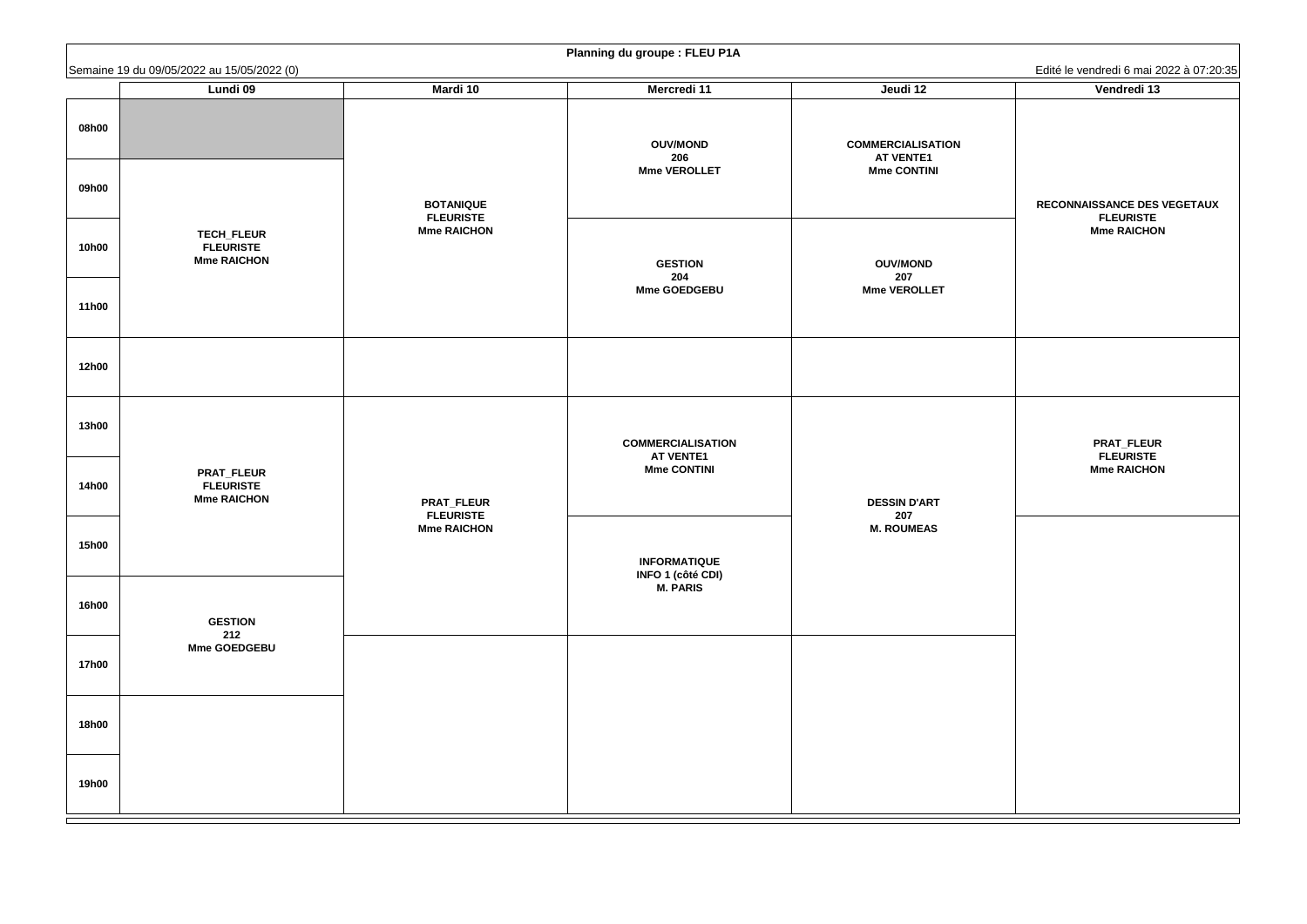**Planning du groupe : FLEU P1A**

Semaine 19 du 09/05/2022 au 15/05/2022 (0)

Edité le vendredi 6 mai 2022 à 07:20:35

| | Lundi 09 | Mardi 10 | Mercredi 11 | Jeudi 12 | Vendredi 13 |
|---|---|---|---|---|---|
| 08h00 | | BOTANIQUE FLEURISTE Mme RAICHON | OUV/MOND 206 Mme VEROLLET | COMMERCIALISATION AT VENTE1 Mme CONTINI | RECONNAISSANCE DES VEGETAUX FLEURISTE Mme RAICHON |
| 09h00 | TECH_FLEUR FLEURISTE Mme RAICHON | | | | |
| 10h00 | | | GESTION 204 Mme GOEDGEBU | OUV/MOND 207 Mme VEROLLET | |
| 11h00 | | | | | |
| 12h00 | | | | | |
| 13h00 | PRAT_FLEUR FLEURISTE Mme RAICHON | PRAT_FLEUR FLEURISTE Mme RAICHON | COMMERCIALISATION AT VENTE1 Mme CONTINI | DESSIN D'ART 207 M. ROUMEAS | PRAT_FLEUR FLEURISTE Mme RAICHON |
| 14h00 | | | | | |
| 15h00 | | | INFORMATIQUE INFO 1 (côté CDI) M. PARIS | | |
| 16h00 | GESTION 212 Mme GOEDGEBU | | | | |
| 17h00 | | | | | |
| 18h00 | | | | | |
| 19h00 | | | | | |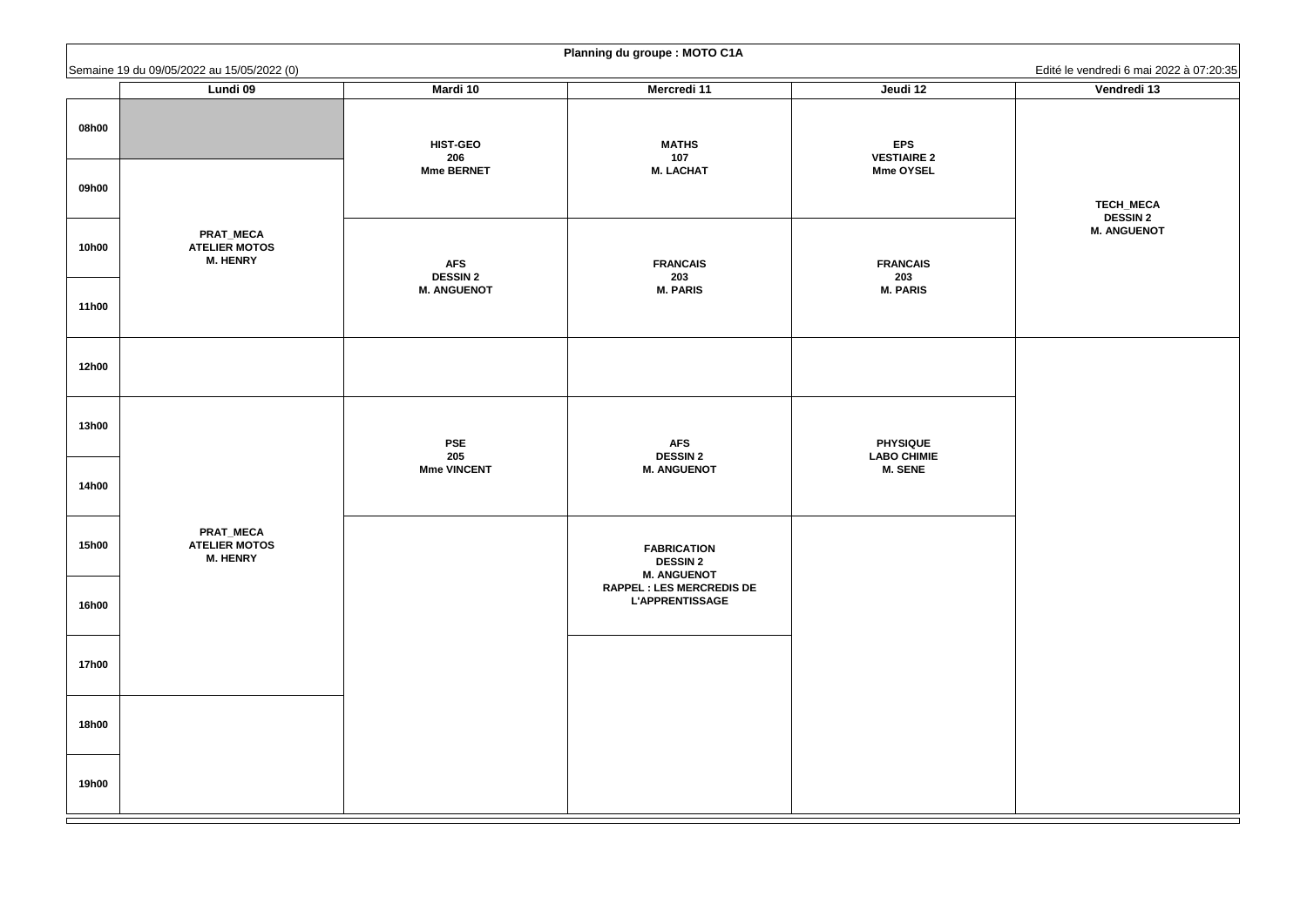**Planning du groupe : MOTO C1A**

Semaine 19 du 09/05/2022 au 15/05/2022 (0)

Edité le vendredi 6 mai 2022 à 07:20:35

| | Lundi 09 | Mardi 10 | Mercredi 11 | Jeudi 12 | Vendredi 13 |
|---|---|---|---|---|---|
| 08h00 | | HIST-GEO 206 Mme BERNET | MATHS 107 M. LACHAT | EPS VESTIAIRE 2 Mme OYSEL | TECH_MECA DESSIN 2 M. ANGUENOT |
| 09h00 | PRAT_MECA ATELIER MOTOS M. HENRY | | | | |
| 10h00 | | AFS DESSIN 2 M. ANGUENOT | FRANCAIS 203 M. PARIS | FRANCAIS 203 M. PARIS | |
| 11h00 | | | | | |
| 12h00 | | | | | |
| 13h00 | PRAT_MECA ATELIER MOTOS M. HENRY | PSE 205 Mme VINCENT | AFS DESSIN 2 M. ANGUENOT | PHYSIQUE LABO CHIMIE M. SENE | |
| 14h00 | | | | | |
| 15h00 | | | FABRICATION DESSIN 2 M. ANGUENOT RAPPEL : LES MERCREDIS DE L'APPRENTISSAGE | | |
| 16h00 | | | | | |
| 17h00 | | | | | |
| 18h00 | | | | | |
| 19h00 | | | | | |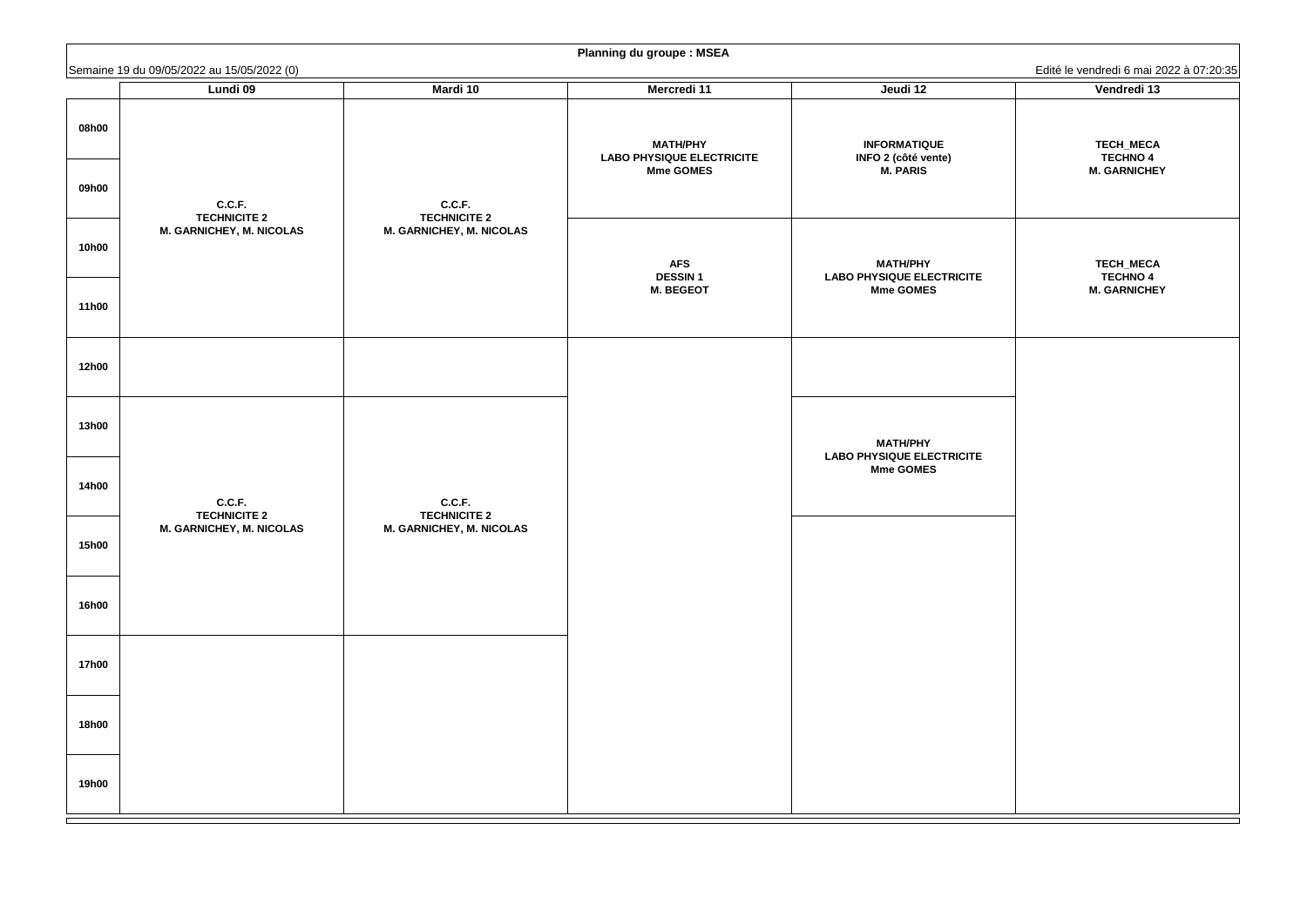**Planning du groupe : MSEA**

Semaine 19 du 09/05/2022 au 15/05/2022 (0)

Edité le vendredi 6 mai 2022 à 07:20:35

| | Lundi 09 | Mardi 10 | Mercredi 11 | Jeudi 12 | Vendredi 13 |
|---|---|---|---|---|---|
| 08h00 | C.C.F. TECHNICITE 2 M. GARNICHEY, M. NICOLAS | C.C.F. TECHNICITE 2 M. GARNICHEY, M. NICOLAS | MATH/PHY LABO PHYSIQUE ELECTRICITE Mme GOMES | INFORMATIQUE INFO 2 (côté vente) M. PARIS | TECH_MECA TECHNO 4 M. GARNICHEY |
| 09h00 | | | | | |
| 10h00 | | | AFS DESSIN 1 M. BEGEOT | MATH/PHY LABO PHYSIQUE ELECTRICITE Mme GOMES | TECH_MECA TECHNO 4 M. GARNICHEY |
| 11h00 | | | | | |
| 12h00 | | | | | |
| 13h00 | C.C.F. TECHNICITE 2 M. GARNICHEY, M. NICOLAS | C.C.F. TECHNICITE 2 M. GARNICHEY, M. NICOLAS | | MATH/PHY LABO PHYSIQUE ELECTRICITE Mme GOMES | |
| 14h00 | | | | | |
| 15h00 | | | | | |
| 16h00 | | | | | |
| 17h00 | | | | | |
| 18h00 | | | | | |
| 19h00 | | | | | |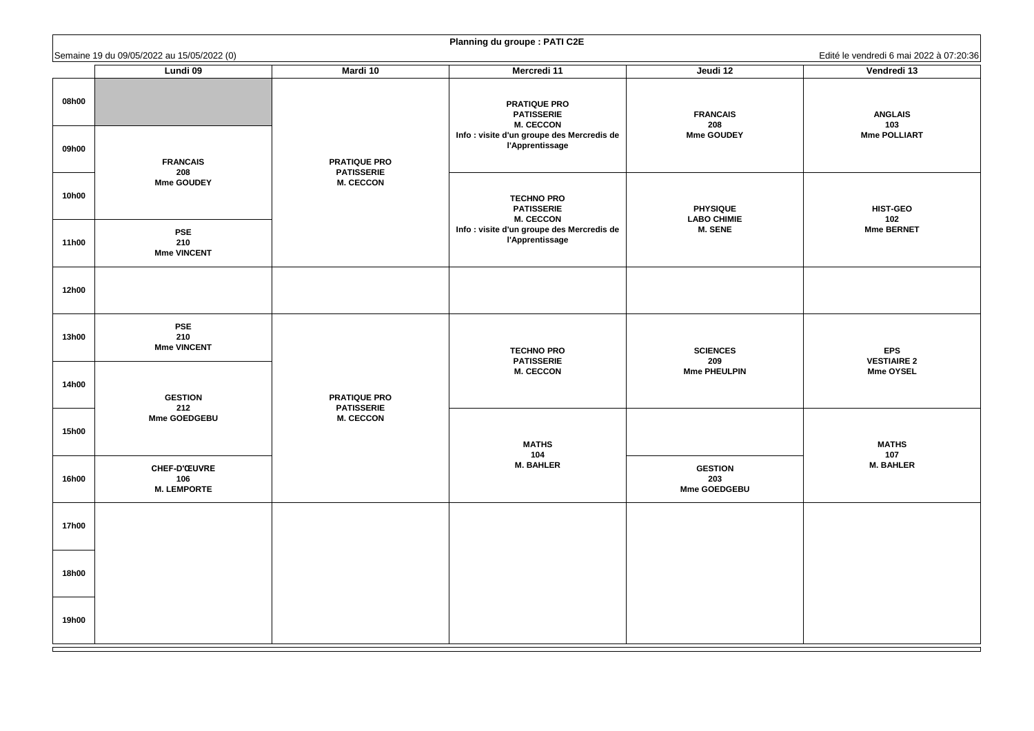**Planning du groupe : PATI C2E**

Semaine 19 du 09/05/2022 au 15/05/2022 (0)

Edité le vendredi 6 mai 2022 à 07:20:36

| | Lundi 09 | Mardi 10 | Mercredi 11 | Jeudi 12 | Vendredi 13 |
|---|---|---|---|---|---|
| 08h00 | | PRATIQUE PRO PATISSERIE M. CECCON | PRATIQUE PRO PATISSERIE M. CECCON Info : visite d'un groupe des Mercredis de l'Apprentissage | FRANCAIS 208 Mme GOUDEY | ANGLAIS 103 Mme POLLIART |
| 09h00 | FRANCAIS 208 Mme GOUDEY | | | | |
| 10h00 | | | TECHNO PRO PATISSERIE M. CECCON Info : visite d'un groupe des Mercredis de l'Apprentissage | PHYSIQUE LABO CHIMIE M. SENE | HIST-GEO 102 Mme BERNET |
| 11h00 | PSE 210 Mme VINCENT | | | | |
| 12h00 | | | | | |
| 13h00 | PSE 210 Mme VINCENT | PRATIQUE PRO PATISSERIE M. CECCON | TECHNO PRO PATISSERIE M. CECCON | SCIENCES 209 Mme PHEULPIN | EPS VESTIAIRE 2 Mme OYSEL |
| 14h00 | GESTION 212 Mme GOEDGEBU | | | | |
| 15h00 | | | MATHS 104 M. BAHLER | | MATHS 107 M. BAHLER |
| 16h00 | CHEF-D'ŒUVRE 106 M. LEMPORTE | | | GESTION 203 Mme GOEDGEBU | |
| 17h00 | | | | | |
| 18h00 | | | | | |
| 19h00 | | | | | |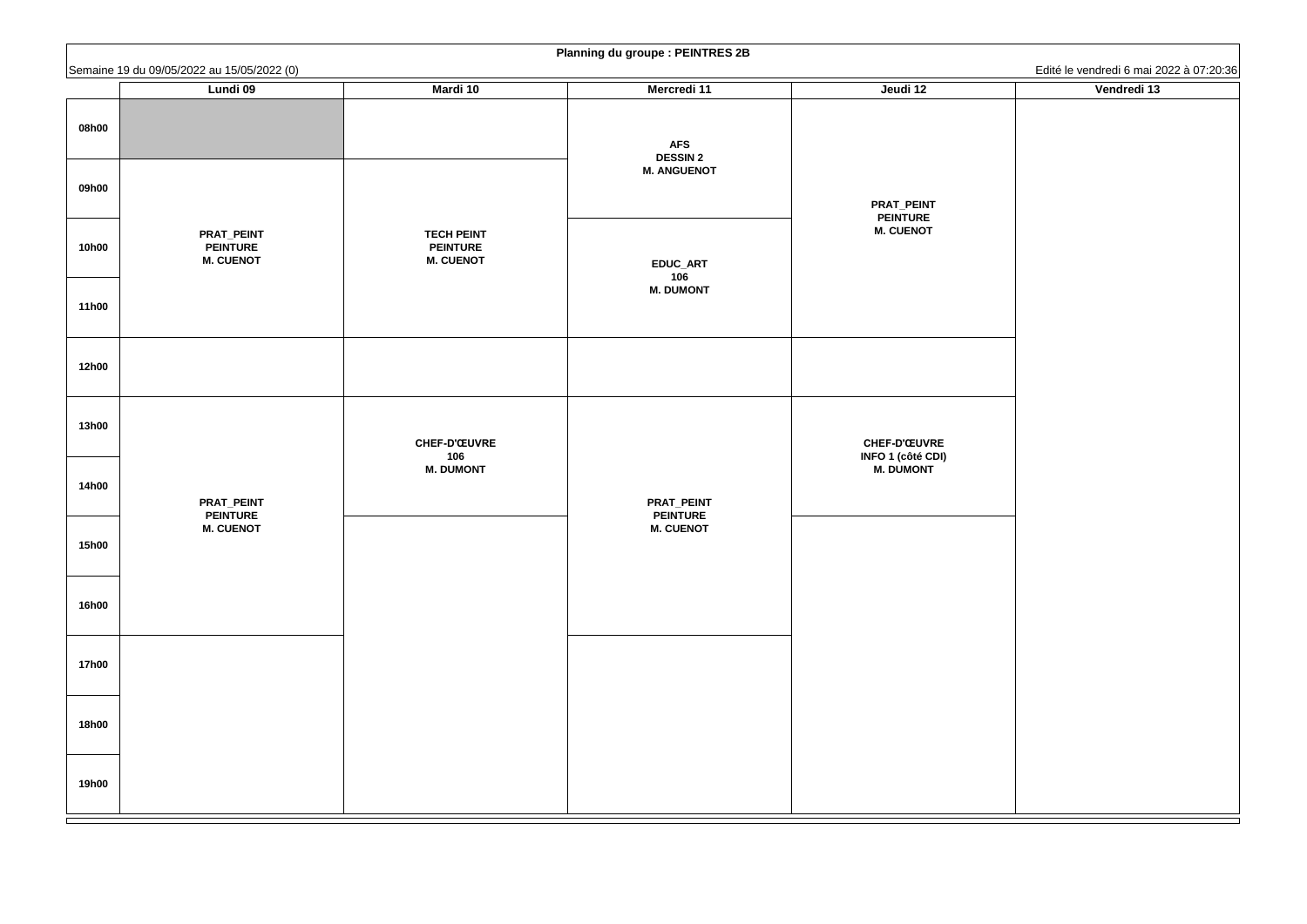**Planning du groupe : PEINTRES 2B**

Semaine 19 du 09/05/2022 au 15/05/2022 (0)

Edité le vendredi 6 mai 2022 à 07:20:36

| | Lundi 09 | Mardi 10 | Mercredi 11 | Jeudi 12 | Vendredi 13 |
|---|---|---|---|---|---|
| 08h00 | | | AFS DESSIN 2 M. ANGUENOT | PRAT_PEINT PEINTURE M. CUENOT | |
| 09h00 | PRAT_PEINT PEINTURE M. CUENOT | TECH PEINT PEINTURE M. CUENOT | AFS DESSIN 2 M. ANGUENOT | PRAT_PEINT PEINTURE M. CUENOT | |
| 10h00 | PRAT_PEINT PEINTURE M. CUENOT | TECH PEINT PEINTURE M. CUENOT | EDUC_ART 106 M. DUMONT | PRAT_PEINT PEINTURE M. CUENOT | |
| 11h00 | PRAT_PEINT PEINTURE M. CUENOT | TECH PEINT PEINTURE M. CUENOT | EDUC_ART 106 M. DUMONT | PRAT_PEINT PEINTURE M. CUENOT | |
| 12h00 | | | | | |
| 13h00 | PRAT_PEINT PEINTURE M. CUENOT | CHEF-D'ŒUVRE 106 M. DUMONT | PRAT_PEINT PEINTURE M. CUENOT | CHEF-D'ŒUVRE INFO 1 (côté CDI) M. DUMONT | |
| 14h00 | PRAT_PEINT PEINTURE M. CUENOT | CHEF-D'ŒUVRE 106 M. DUMONT | PRAT_PEINT PEINTURE M. CUENOT | CHEF-D'ŒUVRE INFO 1 (côté CDI) M. DUMONT | |
| 15h00 | PRAT_PEINT PEINTURE M. CUENOT | | PRAT_PEINT PEINTURE M. CUENOT | | |
| 16h00 | PRAT_PEINT PEINTURE M. CUENOT | | PRAT_PEINT PEINTURE M. CUENOT | | |
| 17h00 | | | | | |
| 18h00 | | | | | |
| 19h00 | | | | | |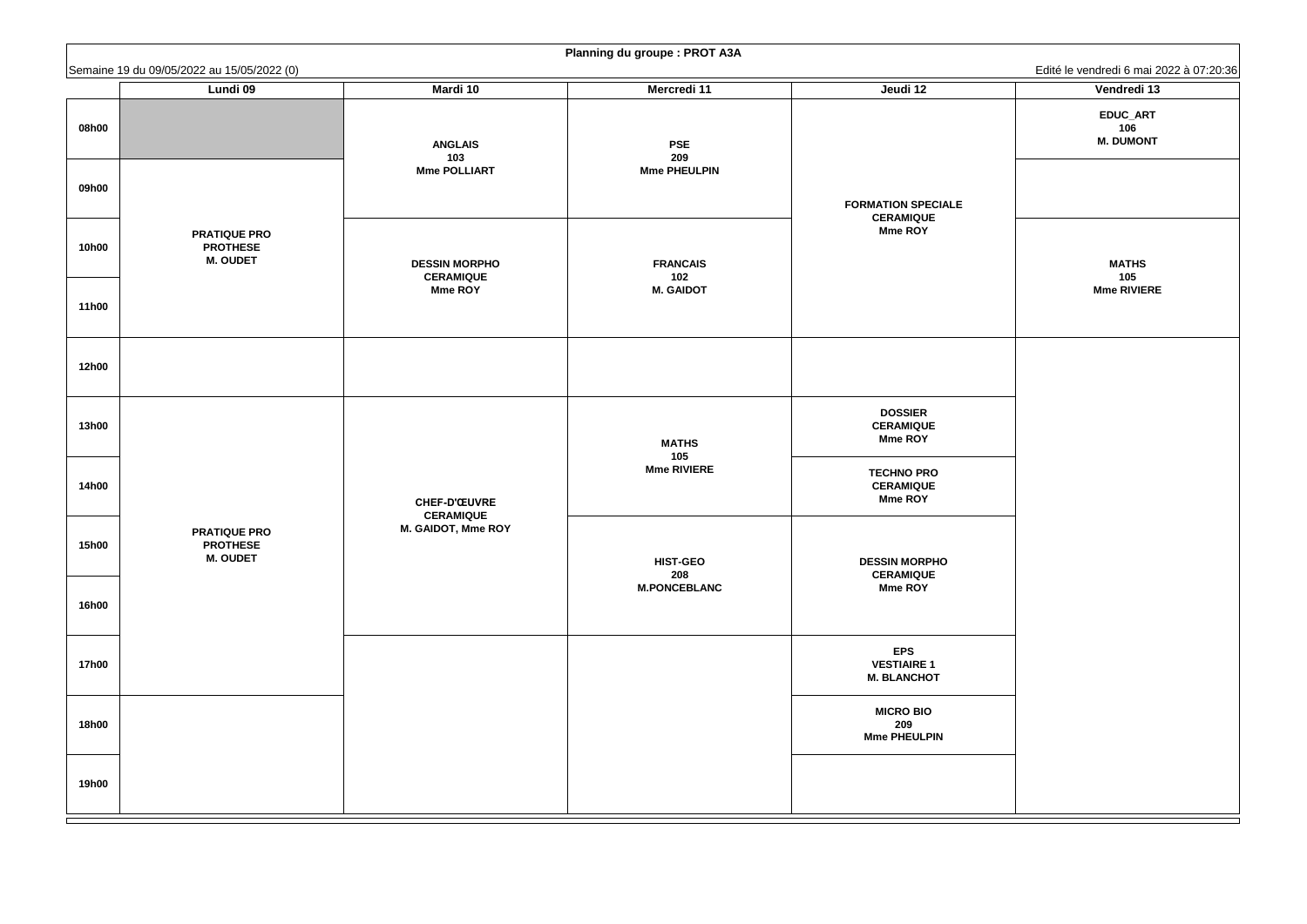**Planning du groupe : PROT A3A**

Semaine 19 du 09/05/2022 au 15/05/2022 (0)

Edité le vendredi 6 mai 2022 à 07:20:36

| | Lundi 09 | Mardi 10 | Mercredi 11 | Jeudi 12 | Vendredi 13 |
|---|---|---|---|---|---|
| 08h00 | | ANGLAIS 103 Mme POLLIART | PSE 209 Mme PHEULPIN | FORMATION SPECIALE CERAMIQUE Mme ROY | EDUC_ART 106 M. DUMONT |
| 09h00 | PRATIQUE PRO PROTHESE M. OUDET | | | | |
| 10h00 | | DESSIN MORPHO CERAMIQUE Mme ROY | FRANCAIS 102 M. GAIDOT | | MATHS 105 Mme RIVIERE |
| 11h00 | | | | | |
| 12h00 | | | | | |
| 13h00 | PRATIQUE PRO PROTHESE M. OUDET | CHEF-D'ŒUVRE CERAMIQUE M. GAIDOT, Mme ROY | MATHS 105 Mme RIVIERE | DOSSIER CERAMIQUE Mme ROY | |
| 14h00 | | | | TECHNO PRO CERAMIQUE Mme ROY | |
| 15h00 | | | HIST-GEO 208 M.PONCEBLANC | DESSIN MORPHO CERAMIQUE Mme ROY | |
| 16h00 | | | | | |
| 17h00 | | | | EPS VESTIAIRE 1 M. BLANCHOT | |
| 18h00 | | | | MICRO BIO 209 Mme PHEULPIN | |
| 19h00 | | | | | |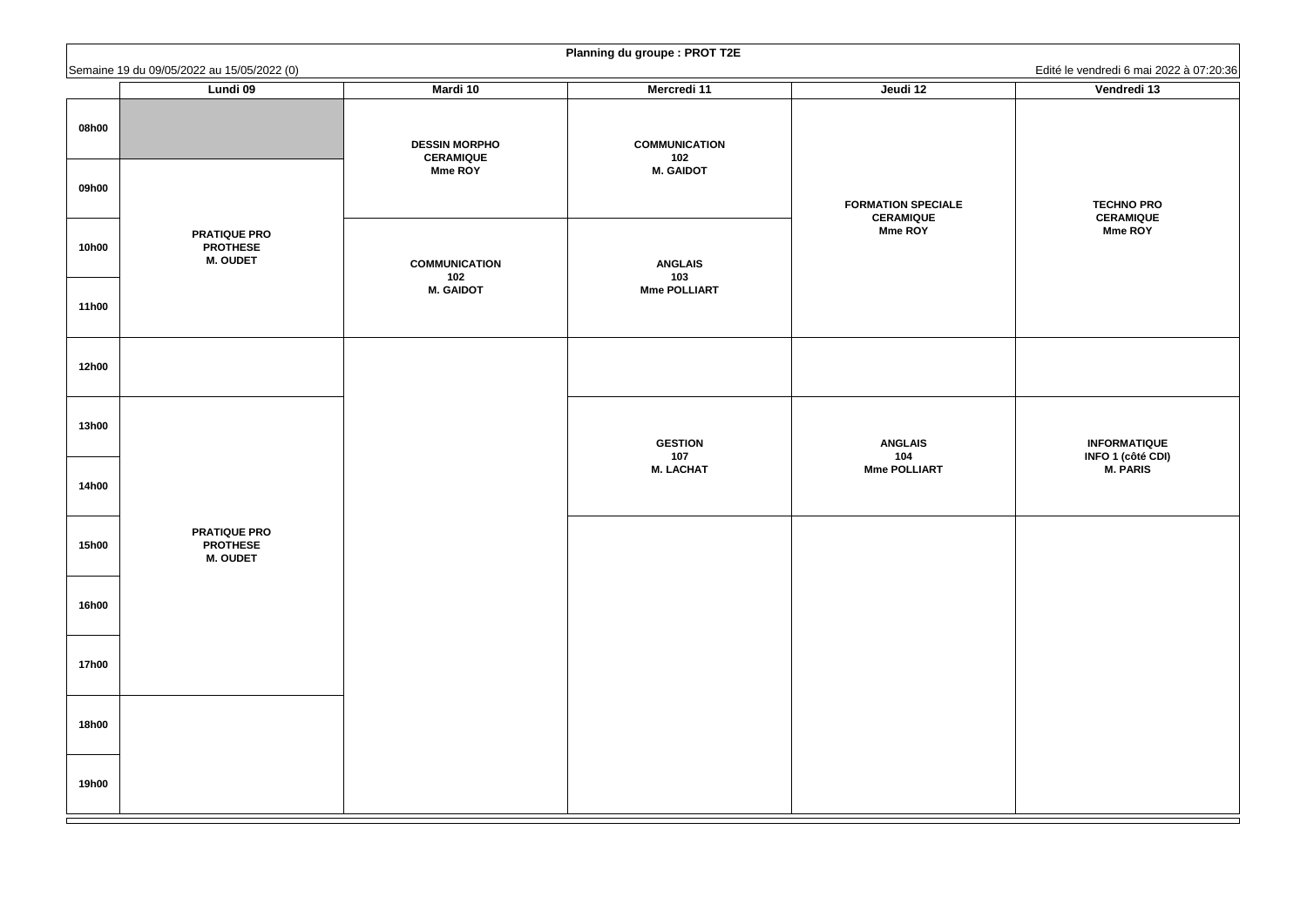**Planning du groupe : PROT T2E**

Semaine 19 du 09/05/2022 au 15/05/2022 (0)

Edité le vendredi 6 mai 2022 à 07:20:36

| | Lundi 09 | Mardi 10 | Mercredi 11 | Jeudi 12 | Vendredi 13 |
|---|---|---|---|---|---|
| 08h00 | | DESSIN MORPHO<br>CERAMIQUE<br>Mme ROY | COMMUNICATION<br>102<br>M. GAIDOT | FORMATION SPECIALE<br>CERAMIQUE<br>Mme ROY | TECHNO PRO<br>CERAMIQUE<br>Mme ROY |
| 09h00 | PRATIQUE PRO<br>PROTHESE<br>M. OUDET | | | | |
| 10h00 | | COMMUNICATION<br>102<br>M. GAIDOT | ANGLAIS<br>103<br>Mme POLLIART | | |
| 11h00 | | | | | |
| 12h00 | | | | | |
| 13h00 | PRATIQUE PRO<br>PROTHESE<br>M. OUDET | | GESTION<br>107<br>M. LACHAT | ANGLAIS<br>104<br>Mme POLLIART | INFORMATIQUE<br>INFO 1 (côté CDI)<br>M. PARIS |
| 14h00 | | | | | |
| 15h00 | | | | | |
| 16h00 | | | | | |
| 17h00 | | | | | |
| 18h00 | | | | | |
| 19h00 | | | | | |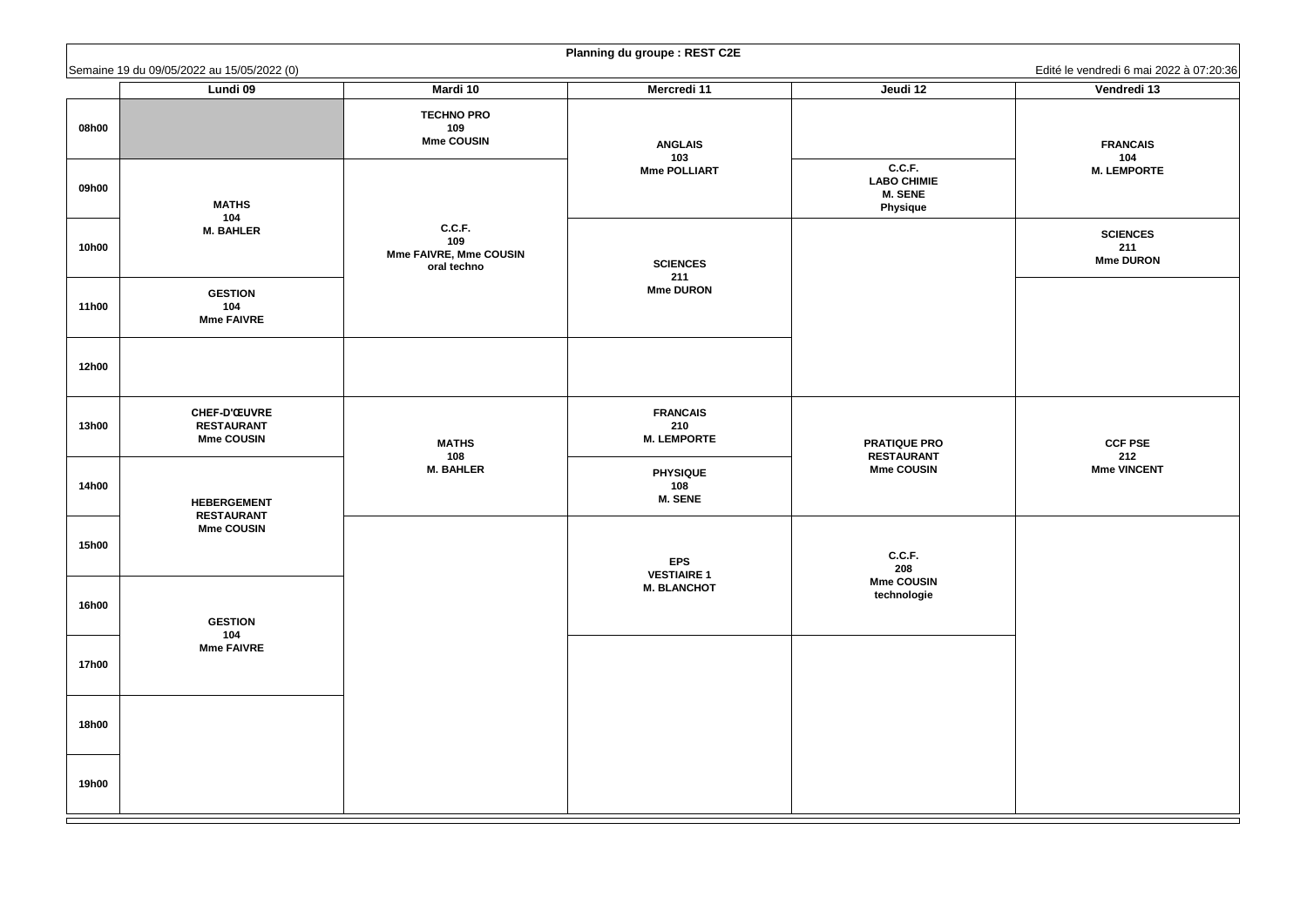**Planning du groupe : REST C2E**

Semaine 19 du 09/05/2022 au 15/05/2022 (0)

Edité le vendredi 6 mai 2022 à 07:20:36

| | Lundi 09 | Mardi 10 | Mercredi 11 | Jeudi 12 | Vendredi 13 |
|---|---|---|---|---|---|
| 08h00 | | TECHNO PRO 109 Mme COUSIN | ANGLAIS 103 Mme POLLIART | | FRANCAIS 104 M. LEMPORTE |
| 09h00 | MATHS 104 M. BAHLER | C.C.F. 109 Mme FAIVRE, Mme COUSIN oral techno | | C.C.F. LABO CHIMIE M. SENE Physique | |
| 10h00 | | | SCIENCES 211 Mme DURON | | SCIENCES 211 Mme DURON |
| 11h00 | GESTION 104 Mme FAIVRE | | | | |
| 12h00 | | | | | |
| 13h00 | CHEF-D'ŒUVRE RESTAURANT Mme COUSIN | MATHS 108 M. BAHLER | FRANCAIS 210 M. LEMPORTE | PRATIQUE PRO RESTAURANT Mme COUSIN | CCF PSE 212 Mme VINCENT |
| 14h00 | HEBERGEMENT RESTAURANT Mme COUSIN | | PHYSIQUE 108 M. SENE | | |
| 15h00 | | | EPS VESTIAIRE 1 M. BLANCHOT | C.C.F. 208 Mme COUSIN technologie | |
| 16h00 | GESTION 104 Mme FAIVRE | | | | |
| 17h00 | | | | | |
| 18h00 | | | | | |
| 19h00 | | | | | |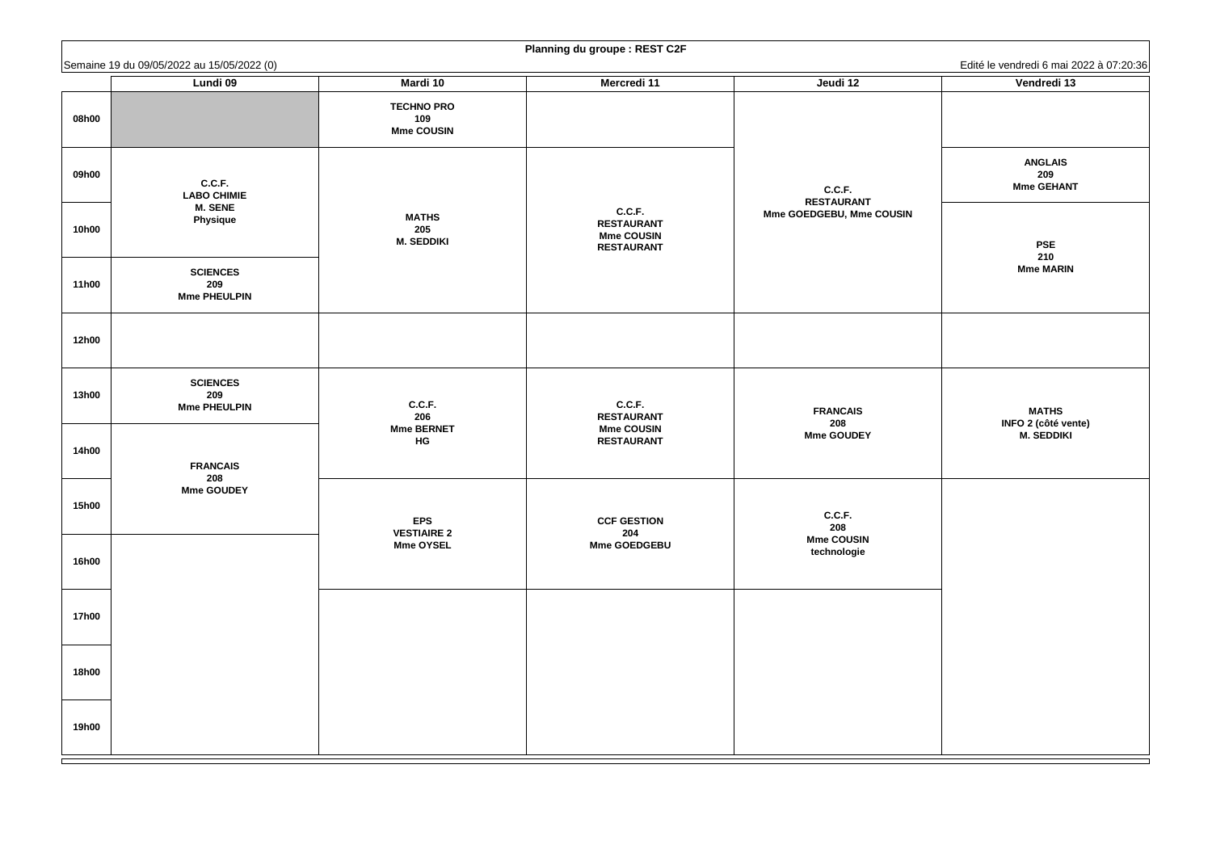**Planning du groupe : REST C2F**

Semaine 19 du 09/05/2022 au 15/05/2022 (0)

Edité le vendredi 6 mai 2022 à 07:20:36

| | Lundi 09 | Mardi 10 | Mercredi 11 | Jeudi 12 | Vendredi 13 |
|---|---|---|---|---|---|
| 08h00 | | TECHNO PRO 109 Mme COUSIN | | C.C.F. RESTAURANT Mme GOEDGEBU, Mme COUSIN | |
| 09h00 | C.C.F. LABO CHIMIE M. SENE Physique | MATHS 205 M. SEDDIKI | C.C.F. RESTAURANT Mme COUSIN RESTAURANT | | ANGLAIS 209 Mme GEHANT |
| 10h00 | | | | | PSE 210 Mme MARIN |
| 11h00 | SCIENCES 209 Mme PHEULPIN | | | | |
| 12h00 | | | | | |
| 13h00 | SCIENCES 209 Mme PHEULPIN | C.C.F. 206 Mme BERNET HG | C.C.F. RESTAURANT Mme COUSIN RESTAURANT | FRANCAIS 208 Mme GOUDEY | MATHS INFO 2 (côté vente) M. SEDDIKI |
| 14h00 | FRANCAIS 208 Mme GOUDEY | | | | |
| 15h00 | | EPS VESTIAIRE 2 Mme OYSEL | CCF GESTION 204 Mme GOEDGEBU | C.C.F. 208 Mme COUSIN technologie | |
| 16h00 | | | | | |
| 17h00 | | | | | |
| 18h00 | | | | | |
| 19h00 | | | | | |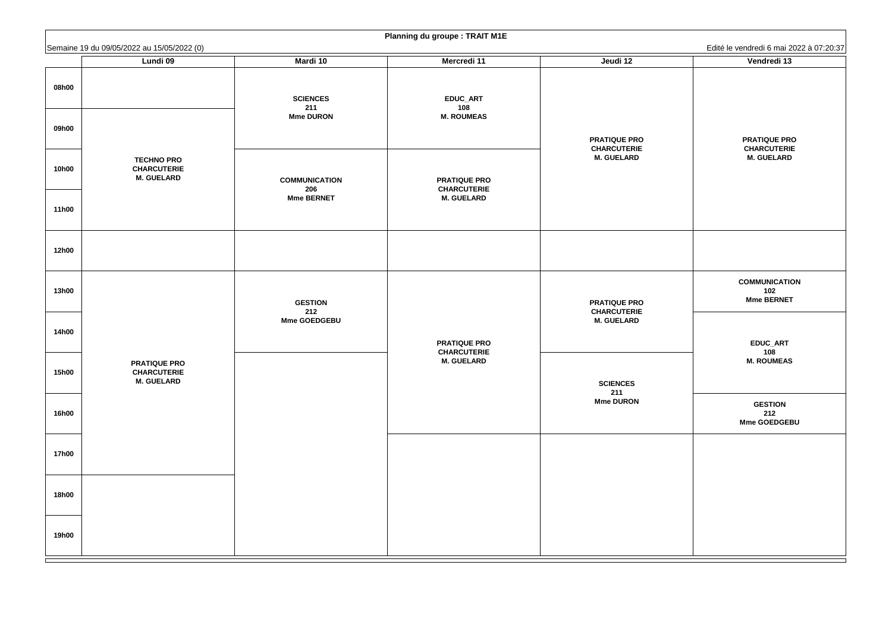**Planning du groupe : TRAIT M1E**

Semaine 19 du 09/05/2022 au 15/05/2022 (0)

Edité le vendredi 6 mai 2022 à 07:20:37

| | Lundi 09 | Mardi 10 | Mercredi 11 | Jeudi 12 | Vendredi 13 |
|---|---|---|---|---|---|
| 08h00 | | SCIENCES 211 Mme DURON | EDUC_ART 108 M. ROUMEAS | PRATIQUE PRO CHARCUTERIE M. GUELARD | PRATIQUE PRO CHARCUTERIE M. GUELARD |
| 09h00 | TECHNO PRO CHARCUTERIE M. GUELARD | SCIENCES 211 Mme DURON | EDUC_ART 108 M. ROUMEAS | PRATIQUE PRO CHARCUTERIE M. GUELARD | PRATIQUE PRO CHARCUTERIE M. GUELARD |
| 10h00 | TECHNO PRO CHARCUTERIE M. GUELARD | COMMUNICATION 206 Mme BERNET | PRATIQUE PRO CHARCUTERIE M. GUELARD | PRATIQUE PRO CHARCUTERIE M. GUELARD | PRATIQUE PRO CHARCUTERIE M. GUELARD |
| 11h00 | TECHNO PRO CHARCUTERIE M. GUELARD | COMMUNICATION 206 Mme BERNET | PRATIQUE PRO CHARCUTERIE M. GUELARD | PRATIQUE PRO CHARCUTERIE M. GUELARD | PRATIQUE PRO CHARCUTERIE M. GUELARD |
| 12h00 | | | | | |
| 13h00 | PRATIQUE PRO CHARCUTERIE M. GUELARD | GESTION 212 Mme GOEDGEBU | PRATIQUE PRO CHARCUTERIE M. GUELARD | PRATIQUE PRO CHARCUTERIE M. GUELARD | COMMUNICATION 102 Mme BERNET |
| 14h00 | PRATIQUE PRO CHARCUTERIE M. GUELARD | GESTION 212 Mme GOEDGEBU | PRATIQUE PRO CHARCUTERIE M. GUELARD | PRATIQUE PRO CHARCUTERIE M. GUELARD | EDUC_ART 108 M. ROUMEAS |
| 15h00 | PRATIQUE PRO CHARCUTERIE M. GUELARD | | PRATIQUE PRO CHARCUTERIE M. GUELARD | SCIENCES 211 Mme DURON | EDUC_ART 108 M. ROUMEAS |
| 16h00 | PRATIQUE PRO CHARCUTERIE M. GUELARD | | PRATIQUE PRO CHARCUTERIE M. GUELARD | SCIENCES 211 Mme DURON | GESTION 212 Mme GOEDGEBU |
| 17h00 | PRATIQUE PRO CHARCUTERIE M. GUELARD | | | | |
| 18h00 | | | | | |
| 19h00 | | | | | |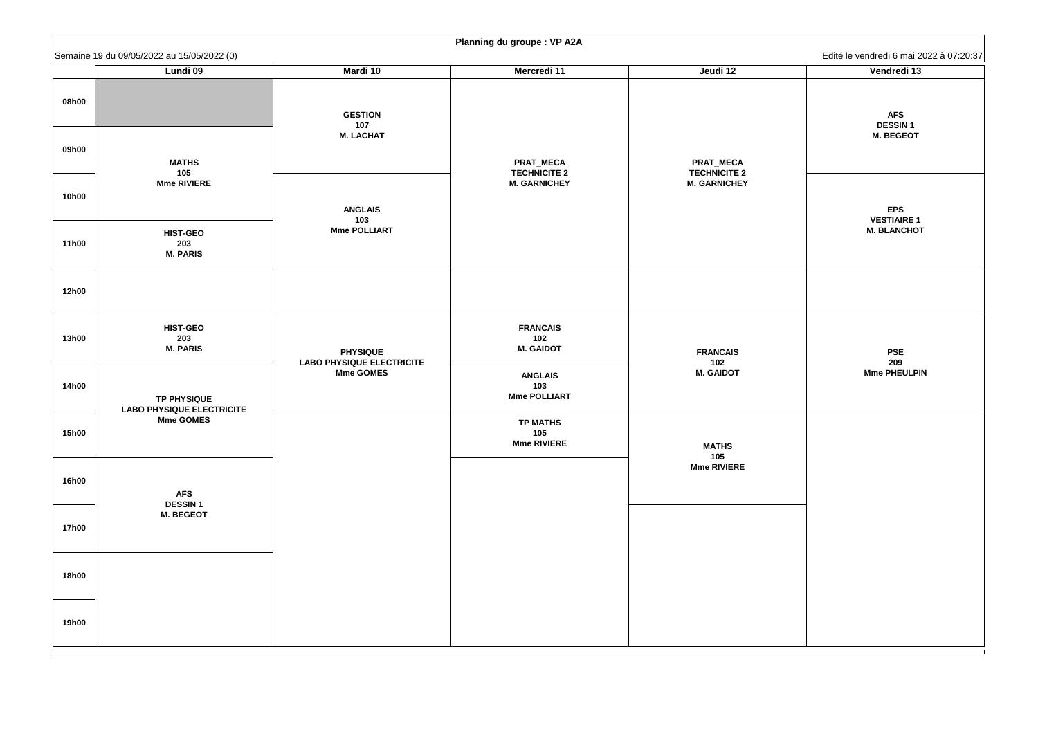**Planning du groupe : VP A2A**

Semaine 19 du 09/05/2022 au 15/05/2022 (0)

Edité le vendredi 6 mai 2022 à 07:20:37

| | Lundi 09 | Mardi 10 | Mercredi 11 | Jeudi 12 | Vendredi 13 |
|---|---|---|---|---|---|
| 08h00 | | GESTION 107 M. LACHAT | PRAT_MECA TECHNICITE 2 M. GARNICHEY | PRAT_MECA TECHNICITE 2 M. GARNICHEY | AFS DESSIN 1 M. BEGEOT |
| 09h00 | MATHS 105 Mme RIVIERE | GESTION 107 M. LACHAT | PRAT_MECA TECHNICITE 2 M. GARNICHEY | PRAT_MECA TECHNICITE 2 M. GARNICHEY | AFS DESSIN 1 M. BEGEOT |
| 10h00 | MATHS 105 Mme RIVIERE | ANGLAIS 103 Mme POLLIART | PRAT_MECA TECHNICITE 2 M. GARNICHEY | PRAT_MECA TECHNICITE 2 M. GARNICHEY | EPS VESTIAIRE 1 M. BLANCHOT |
| 11h00 | HIST-GEO 203 M. PARIS | ANGLAIS 103 Mme POLLIART | PRAT_MECA TECHNICITE 2 M. GARNICHEY | PRAT_MECA TECHNICITE 2 M. GARNICHEY | EPS VESTIAIRE 1 M. BLANCHOT |
| 12h00 | | | | | |
| 13h00 | HIST-GEO 203 M. PARIS | PHYSIQUE LABO PHYSIQUE ELECTRICITE Mme GOMES | FRANCAIS 102 M. GAIDOT | FRANCAIS 102 M. GAIDOT | PSE 209 Mme PHEULPIN |
| 14h00 | TP PHYSIQUE LABO PHYSIQUE ELECTRICITE Mme GOMES | PHYSIQUE LABO PHYSIQUE ELECTRICITE Mme GOMES | ANGLAIS 103 Mme POLLIART | FRANCAIS 102 M. GAIDOT | PSE 209 Mme PHEULPIN |
| 15h00 | TP PHYSIQUE LABO PHYSIQUE ELECTRICITE Mme GOMES | | TP MATHS 105 Mme RIVIERE | MATHS 105 Mme RIVIERE | |
| 16h00 | AFS DESSIN 1 M. BEGEOT | | | MATHS 105 Mme RIVIERE | |
| 17h00 | AFS DESSIN 1 M. BEGEOT | | | | |
| 18h00 | | | | | |
| 19h00 | | | | | |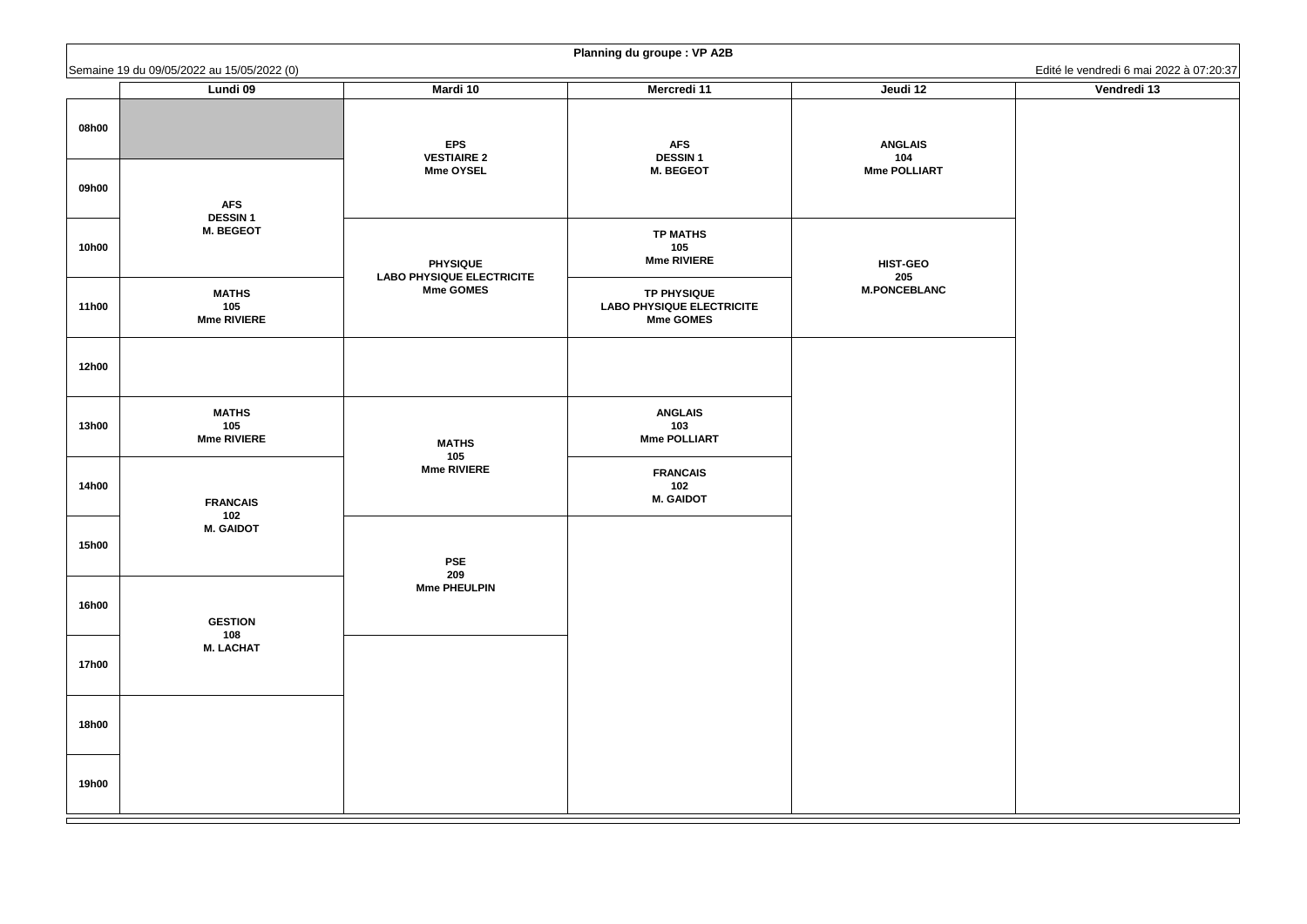**Planning du groupe : VP A2B**

Semaine 19 du 09/05/2022 au 15/05/2022 (0)

Edité le vendredi 6 mai 2022 à 07:20:37

| | Lundi 09 | Mardi 10 | Mercredi 11 | Jeudi 12 | Vendredi 13 |
|---|---|---|---|---|---|
| 08h00 | | EPS VESTIAIRE 2 Mme OYSEL | AFS DESSIN 1 M. BEGEOT | ANGLAIS 104 Mme POLLIART | |
| 09h00 | AFS DESSIN 1 M. BEGEOT | | | | |
| 10h00 | | PHYSIQUE LABO PHYSIQUE ELECTRICITE Mme GOMES | TP MATHS 105 Mme RIVIERE | HIST-GEO 205 M.PONCEBLANC | |
| 11h00 | MATHS 105 Mme RIVIERE | | TP PHYSIQUE LABO PHYSIQUE ELECTRICITE Mme GOMES | | |
| 12h00 | | | | | |
| 13h00 | MATHS 105 Mme RIVIERE | MATHS 105 Mme RIVIERE | ANGLAIS 103 Mme POLLIART | | |
| 14h00 | FRANCAIS 102 M. GAIDOT | | FRANCAIS 102 M. GAIDOT | | |
| 15h00 | | PSE 209 Mme PHEULPIN | | | |
| 16h00 | GESTION 108 M. LACHAT | | | | |
| 17h00 | | | | | |
| 18h00 | | | | | |
| 19h00 | | | | | |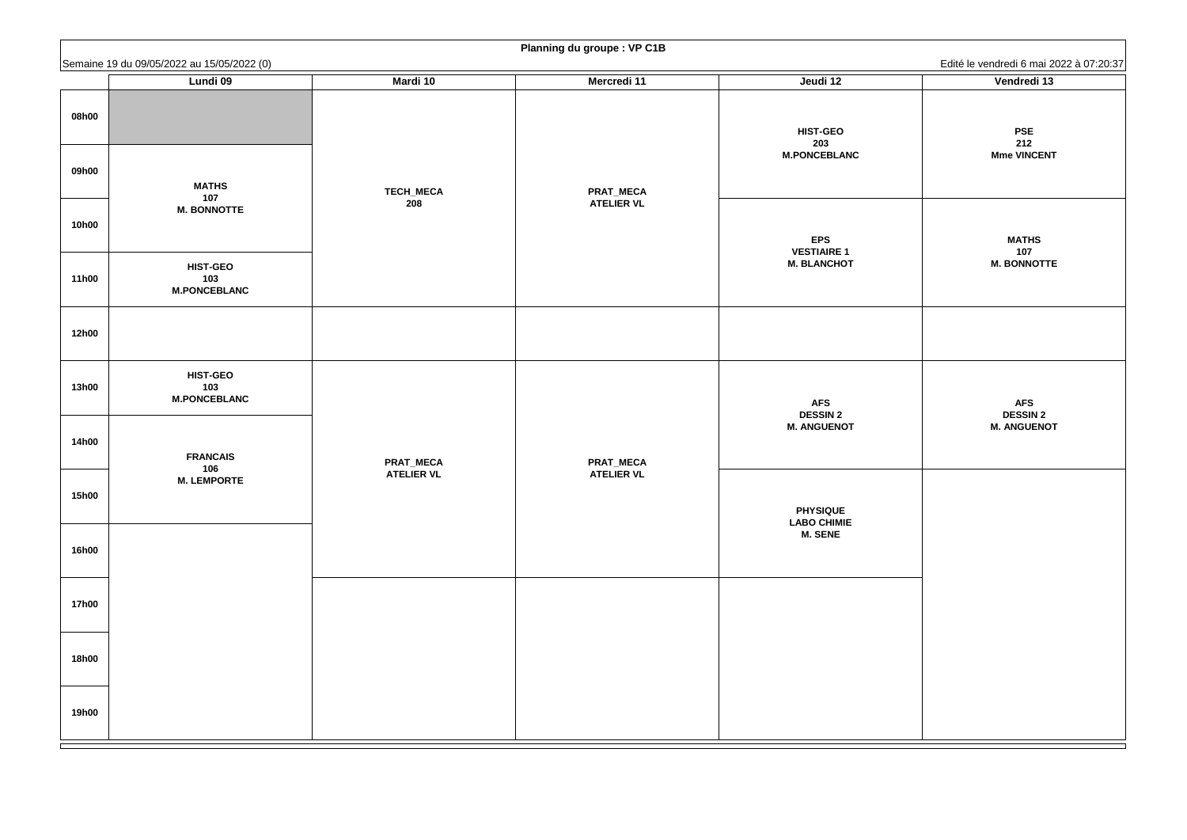**Planning du groupe : VP C1B**

Semaine 19 du 09/05/2022 au 15/05/2022 (0)

Edité le vendredi 6 mai 2022 à 07:20:37

| | Lundi 09 | Mardi 10 | Mercredi 11 | Jeudi 12 | Vendredi 13 |
|---|---|---|---|---|---|
| 08h00 | | TECH_MECA 208 | PRAT_MECA ATELIER VL | HIST-GEO 203 M.PONCEBLANC | PSE 212 Mme VINCENT |
| 09h00 | MATHS 107 M. BONNOTTE | | | | |
| 10h00 | | | | EPS VESTIAIRE 1 M. BLANCHOT | MATHS 107 M. BONNOTTE |
| 11h00 | HIST-GEO 103 M.PONCEBLANC | | | | |
| 12h00 | | | | | |
| 13h00 | HIST-GEO 103 M.PONCEBLANC | PRAT_MECA ATELIER VL | PRAT_MECA ATELIER VL | AFS DESSIN 2 M. ANGUENOT | AFS DESSIN 2 M. ANGUENOT |
| 14h00 | FRANCAIS 106 M. LEMPORTE | | | | |
| 15h00 | | | | PHYSIQUE LABO CHIMIE M. SENE | |
| 16h00 | | | | | |
| 17h00 | | | | | |
| 18h00 | | | | | |
| 19h00 | | | | | |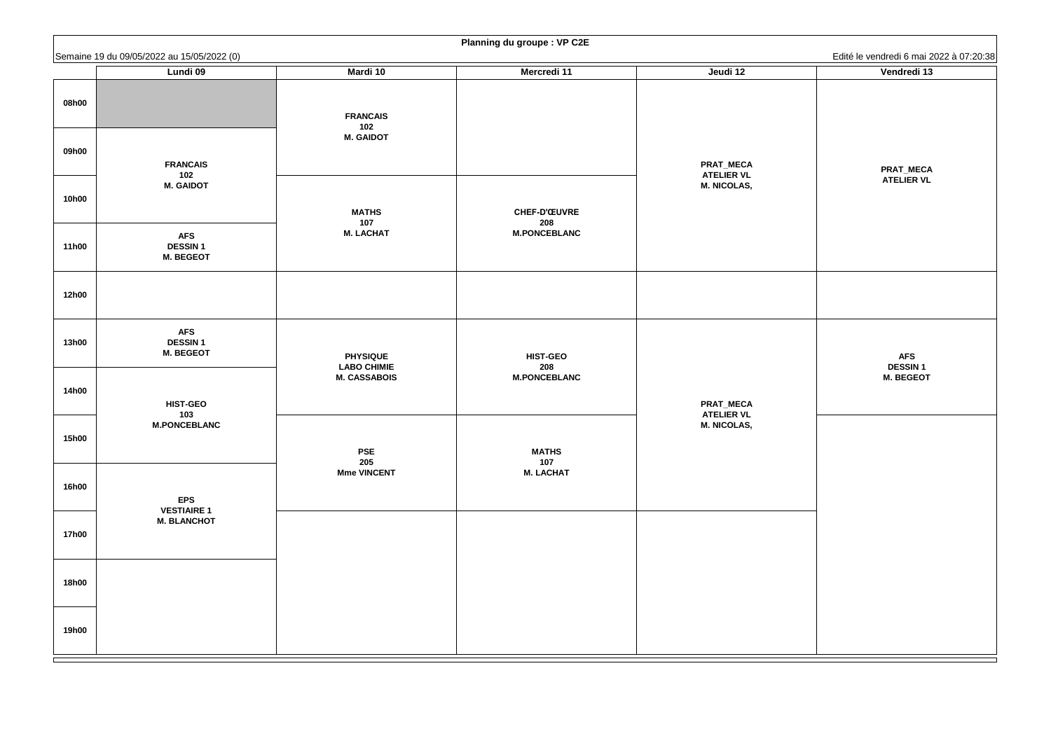**Planning du groupe : VP C2E**

Semaine 19 du 09/05/2022 au 15/05/2022 (0)

Edité le vendredi 6 mai 2022 à 07:20:38

| | Lundi 09 | Mardi 10 | Mercredi 11 | Jeudi 12 | Vendredi 13 |
|---|---|---|---|---|---|
| 08h00 | | FRANCAIS 102 M. GAIDOT | | PRAT_MECA ATELIER VL M. NICOLAS, | PRAT_MECA ATELIER VL |
| 09h00 | FRANCAIS 102 M. GAIDOT | FRANCAIS 102 M. GAIDOT | | PRAT_MECA ATELIER VL M. NICOLAS, | PRAT_MECA ATELIER VL |
| 10h00 | FRANCAIS 102 M. GAIDOT | MATHS 107 M. LACHAT | CHEF-D'ŒUVRE 208 M.PONCEBLANC | PRAT_MECA ATELIER VL M. NICOLAS, | PRAT_MECA ATELIER VL |
| 11h00 | AFS DESSIN 1 M. BEGEOT | MATHS 107 M. LACHAT | CHEF-D'ŒUVRE 208 M.PONCEBLANC | PRAT_MECA ATELIER VL M. NICOLAS, | PRAT_MECA ATELIER VL |
| 12h00 | | | | | |
| 13h00 | AFS DESSIN 1 M. BEGEOT | PHYSIQUE LABO CHIMIE M. CASSABOIS | HIST-GEO 208 M.PONCEBLANC | PRAT_MECA ATELIER VL M. NICOLAS, | AFS DESSIN 1 M. BEGEOT |
| 14h00 | HIST-GEO 103 M.PONCEBLANC | PHYSIQUE LABO CHIMIE M. CASSABOIS | HIST-GEO 208 M.PONCEBLANC | PRAT_MECA ATELIER VL M. NICOLAS, | AFS DESSIN 1 M. BEGEOT |
| 15h00 | HIST-GEO 103 M.PONCEBLANC | PSE 205 Mme VINCENT | MATHS 107 M. LACHAT | PRAT_MECA ATELIER VL M. NICOLAS, | |
| 16h00 | EPS VESTIAIRE 1 M. BLANCHOT | PSE 205 Mme VINCENT | MATHS 107 M. LACHAT | PRAT_MECA ATELIER VL M. NICOLAS, | |
| 17h00 | EPS VESTIAIRE 1 M. BLANCHOT | | | | |
| 18h00 | | | | | |
| 19h00 | | | | | |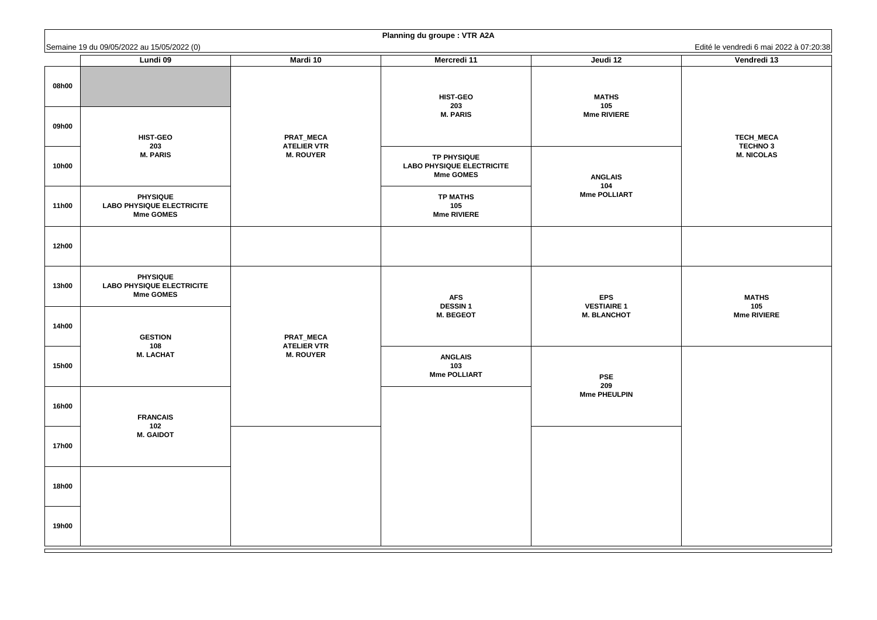**Planning du groupe : VTR A2A**

Semaine 19 du 09/05/2022 au 15/05/2022 (0)

Edité le vendredi 6 mai 2022 à 07:20:38

| | Lundi 09 | Mardi 10 | Mercredi 11 | Jeudi 12 | Vendredi 13 |
|---|---|---|---|---|---|
| 08h00 | | PRAT_MECA ATELIER VTR M. ROUYER | HIST-GEO 203 M. PARIS | MATHS 105 Mme RIVIERE | TECH_MECA TECHNO 3 M. NICOLAS |
| 09h00 | HIST-GEO 203 M. PARIS | | | | |
| 10h00 | | | TP PHYSIQUE LABO PHYSIQUE ELECTRICITE Mme GOMES | ANGLAIS 104 Mme POLLIART | |
| 11h00 | PHYSIQUE LABO PHYSIQUE ELECTRICITE Mme GOMES | | TP MATHS 105 Mme RIVIERE | | |
| 12h00 | | | | | |
| 13h00 | PHYSIQUE LABO PHYSIQUE ELECTRICITE Mme GOMES | PRAT_MECA ATELIER VTR M. ROUYER | AFS DESSIN 1 M. BEGEOT | EPS VESTIAIRE 1 M. BLANCHOT | MATHS 105 Mme RIVIERE |
| 14h00 | GESTION 108 M. LACHAT | | | | |
| 15h00 | | | ANGLAIS 103 Mme POLLIART | PSE 209 Mme PHEULPIN | |
| 16h00 | FRANCAIS 102 M. GAIDOT | | | | |
| 17h00 | | | | | |
| 18h00 | | | | | |
| 19h00 | | | | | |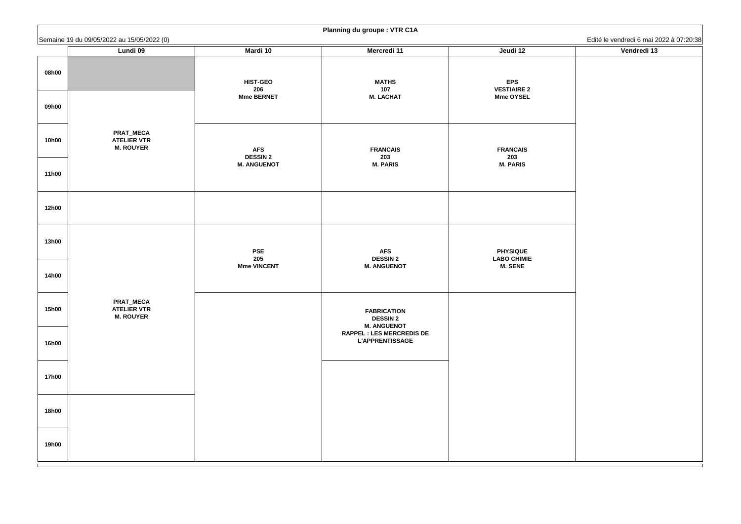**Planning du groupe : VTR C1A**

Semaine 19 du 09/05/2022 au 15/05/2022 (0)

Edité le vendredi 6 mai 2022 à 07:20:38

| | Lundi 09 | Mardi 10 | Mercredi 11 | Jeudi 12 | Vendredi 13 |
|---|---|---|---|---|---|
| 08h00 | | HIST-GEO 206 Mme BERNET | MATHS 107 M. LACHAT | EPS VESTIAIRE 2 Mme OYSEL | |
| 09h00 | PRAT_MECA ATELIER VTR M. ROUYER | | | | |
| 10h00 | | AFS DESSIN 2 M. ANGUENOT | FRANCAIS 203 M. PARIS | FRANCAIS 203 M. PARIS | |
| 11h00 | | | | | |
| 12h00 | | | | | |
| 13h00 | PRAT_MECA ATELIER VTR M. ROUYER | PSE 205 Mme VINCENT | AFS DESSIN 2 M. ANGUENOT | PHYSIQUE LABO CHIMIE M. SENE | |
| 14h00 | | | | | |
| 15h00 | | | FABRICATION DESSIN 2 M. ANGUENOT RAPPEL : LES MERCREDIS DE L'APPRENTISSAGE | | |
| 16h00 | | | | | |
| 17h00 | | | | | |
| 18h00 | | | | | |
| 19h00 | | | | | |